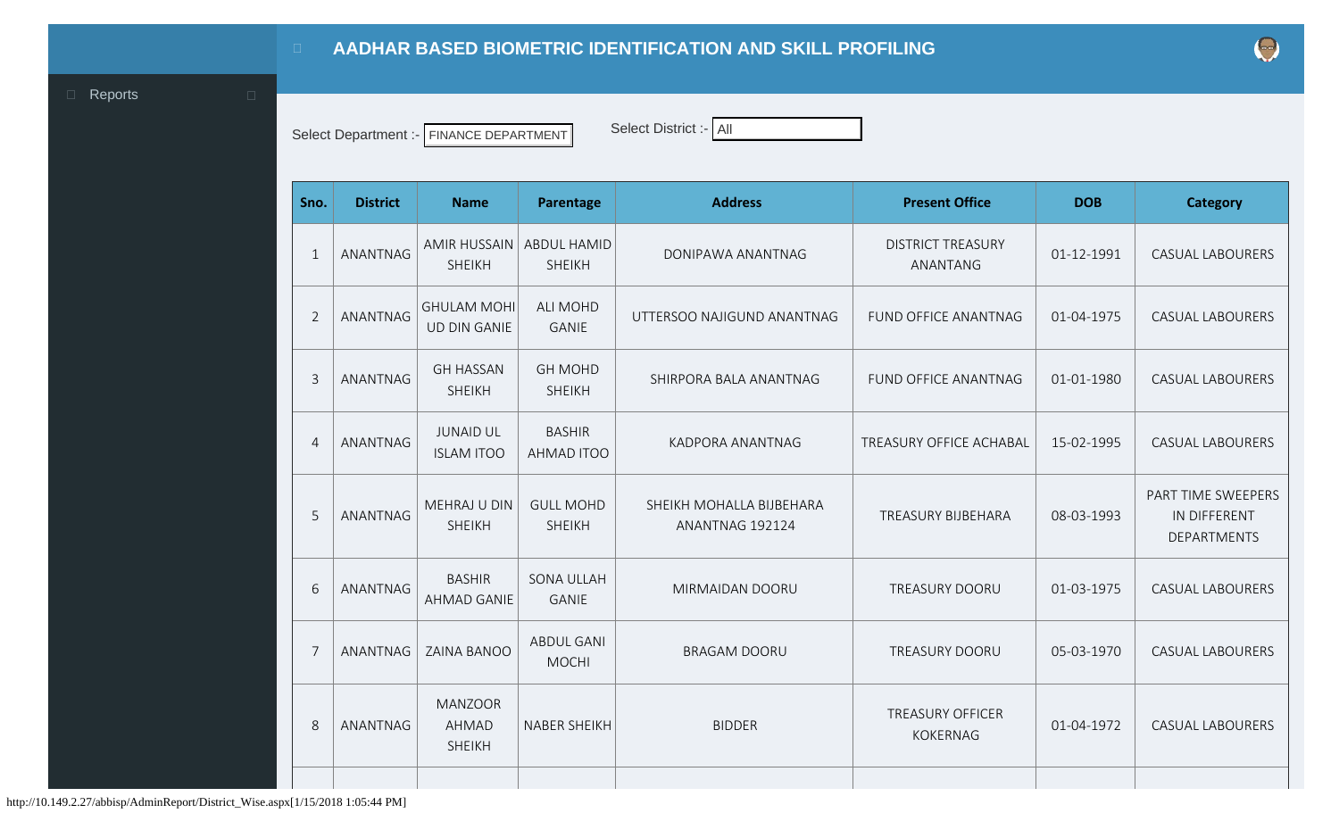# AADHAR BASED BIOMETRIC IDENTIFICATION AND SKILL PROFILING

Reports

Select Department :- FINANCE DEPARTMENT

Select District :- All

| Sno. | District | Name | Parentage | Address | Present Office | DOB | Category |
|---|---|---|---|---|---|---|---|
| 1 | ANANTNAG | AMIR HUSSAIN SHEIKH | ABDUL HAMID SHEIKH | DONIPAWA ANANTNAG | DISTRICT TREASURY ANANTANG | 01-12-1991 | CASUAL LABOURERS |
| 2 | ANANTNAG | GHULAM MOHI UD DIN GANIE | ALI MOHD GANIE | UTTERSOO NAJIGUND ANANTNAG | FUND OFFICE ANANTNAG | 01-04-1975 | CASUAL LABOURERS |
| 3 | ANANTNAG | GH HASSAN SHEIKH | GH MOHD SHEIKH | SHIRPORA BALA ANANTNAG | FUND OFFICE ANANTNAG | 01-01-1980 | CASUAL LABOURERS |
| 4 | ANANTNAG | JUNAID UL ISLAM ITOO | BASHIR AHMAD ITOO | KADPORA ANANTNAG | TREASURY OFFICE ACHABAL | 15-02-1995 | CASUAL LABOURERS |
| 5 | ANANTNAG | MEHRAJ U DIN SHEIKH | GULL MOHD SHEIKH | SHEIKH MOHALLA BIJBEHARA ANANTNAG 192124 | TREASURY BIJBEHARA | 08-03-1993 | PART TIME SWEEPERS IN DIFFERENT DEPARTMENTS |
| 6 | ANANTNAG | BASHIR AHMAD GANIE | SONA ULLAH GANIE | MIRMAIDAN DOORU | TREASURY DOORU | 01-03-1975 | CASUAL LABOURERS |
| 7 | ANANTNAG | ZAINA BANOO | ABDUL GANI MOCHI | BRAGAM DOORU | TREASURY DOORU | 05-03-1970 | CASUAL LABOURERS |
| 8 | ANANTNAG | MANZOOR AHMAD SHEIKH | NABER SHEIKH | BIDDER | TREASURY OFFICER KOKERNAG | 01-04-1972 | CASUAL LABOURERS |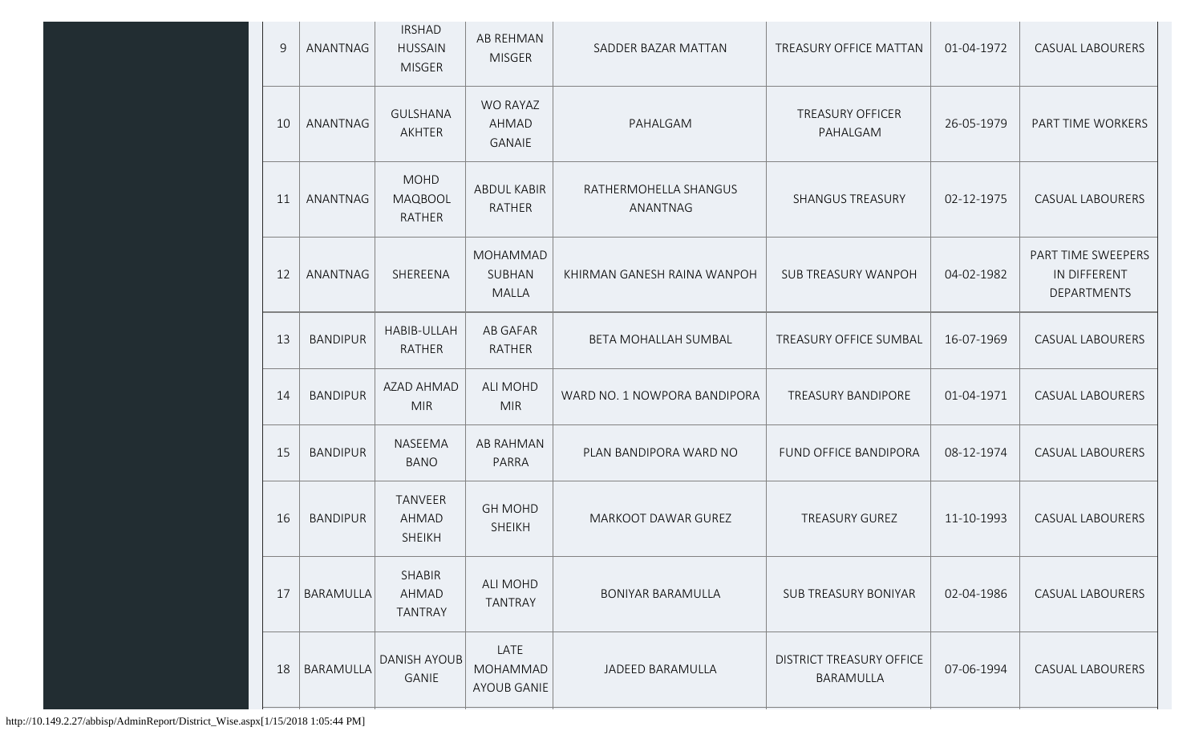| 9 | ANANTNAG | IRSHAD HUSSAIN MISGER | AB REHMAN MISGER | SADDER BAZAR MATTAN | TREASURY OFFICE MATTAN | 01-04-1972 | CASUAL LABOURERS |
|---|---|---|---|---|---|---|---|
| 10 | ANANTNAG | GULSHANA AKHTER | WO RAYAZ AHMAD GANAIE | PAHALGAM | TREASURY OFFICER PAHALGAM | 26-05-1979 | PART TIME WORKERS |
| 11 | ANANTNAG | MOHD MAQBOOL RATHER | ABDUL KABIR RATHER | RATHERMOHELLA SHANGUS ANANTNAG | SHANGUS TREASURY | 02-12-1975 | CASUAL LABOURERS |
| 12 | ANANTNAG | SHEREENA | MOHAMMAD SUBHAN MALLA | KHIRMAN GANESH RAINA WANPOH | SUB TREASURY WANPOH | 04-02-1982 | PART TIME SWEEPERS IN DIFFERENT DEPARTMENTS |
| 13 | BANDIPUR | HABIB-ULLAH RATHER | AB GAFAR RATHER | BETA MOHALLAH SUMBAL | TREASURY OFFICE SUMBAL | 16-07-1969 | CASUAL LABOURERS |
| 14 | BANDIPUR | AZAD AHMAD MIR | ALI MOHD MIR | WARD NO. 1 NOWPORA BANDIPORA | TREASURY BANDIPORE | 01-04-1971 | CASUAL LABOURERS |
| 15 | BANDIPUR | NASEEMA BANO | AB RAHMAN PARRA | PLAN BANDIPORA WARD NO | FUND OFFICE BANDIPORA | 08-12-1974 | CASUAL LABOURERS |
| 16 | BANDIPUR | TANVEER AHMAD SHEIKH | GH MOHD SHEIKH | MARKOOT DAWAR GUREZ | TREASURY GUREZ | 11-10-1993 | CASUAL LABOURERS |
| 17 | BARAMULLA | SHABIR AHMAD TANTRAY | ALI MOHD TANTRAY | BONIYAR BARAMULLA | SUB TREASURY BONIYAR | 02-04-1986 | CASUAL LABOURERS |
| 18 | BARAMULLA | DANISH AYOUB GANIE | LATE MOHAMMAD AYOUB GANIE | JADEED BARAMULLA | DISTRICT TREASURY OFFICE BARAMULLA | 07-06-1994 | CASUAL LABOURERS |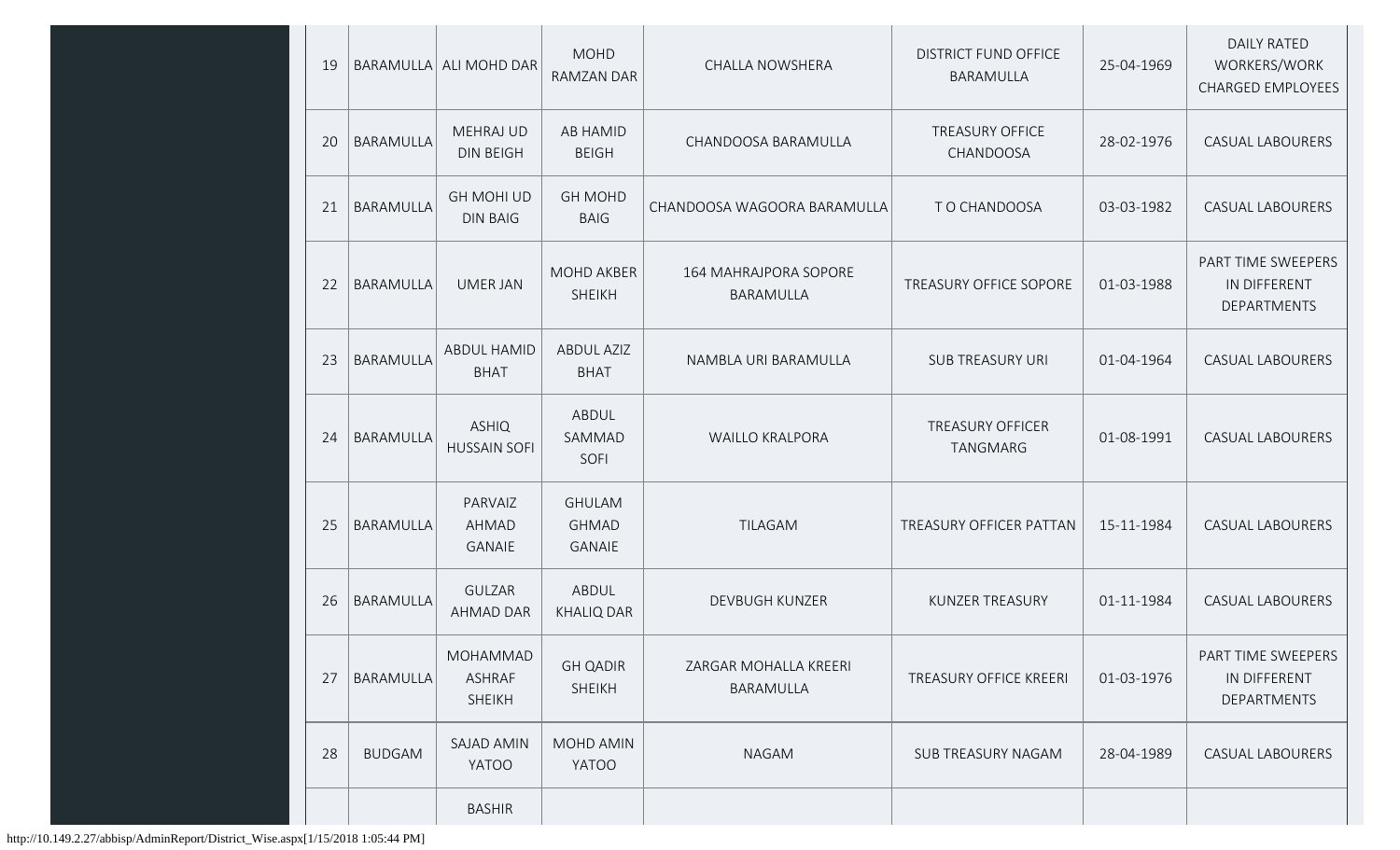| 19 | BARAMULLA | ALI MOHD DAR | MOHD RAMZAN DAR | CHALLA NOWSHERA | DISTRICT FUND OFFICE BARAMULLA | 25-04-1969 | DAILY RATED WORKERS/WORK CHARGED EMPLOYEES |
|---|---|---|---|---|---|---|---|
| 20 | BARAMULLA | MEHRAJ UD DIN BEIGH | AB HAMID BEIGH | CHANDOOSA BARAMULLA | TREASURY OFFICE CHANDOOSA | 28-02-1976 | CASUAL LABOURERS |
| 21 | BARAMULLA | GH MOHI UD DIN BAIG | GH MOHD BAIG | CHANDOOSA WAGOORA BARAMULLA | T O CHANDOOSA | 03-03-1982 | CASUAL LABOURERS |
| 22 | BARAMULLA | UMER JAN | MOHD AKBER SHEIKH | 164 MAHRAJPORA SOPORE BARAMULLA | TREASURY OFFICE SOPORE | 01-03-1988 | PART TIME SWEEPERS IN DIFFERENT DEPARTMENTS |
| 23 | BARAMULLA | ABDUL HAMID BHAT | ABDUL AZIZ BHAT | NAMBLA URI BARAMULLA | SUB TREASURY URI | 01-04-1964 | CASUAL LABOURERS |
| 24 | BARAMULLA | ASHIQ HUSSAIN SOFI | ABDUL SAMMAD SOFI | WAILLO KRALPORA | TREASURY OFFICER TANGMARG | 01-08-1991 | CASUAL LABOURERS |
| 25 | BARAMULLA | PARVAIZ AHMAD GANAIE | GHULAM GHMAD GANAIE | TILAGAM | TREASURY OFFICER PATTAN | 15-11-1984 | CASUAL LABOURERS |
| 26 | BARAMULLA | GULZAR AHMAD DAR | ABDUL KHALIQ DAR | DEVBUGH KUNZER | KUNZER TREASURY | 01-11-1984 | CASUAL LABOURERS |
| 27 | BARAMULLA | MOHAMMAD ASHRAF SHEIKH | GH QADIR SHEIKH | ZARGAR MOHALLA KREERI BARAMULLA | TREASURY OFFICE KREERI | 01-03-1976 | PART TIME SWEEPERS IN DIFFERENT DEPARTMENTS |
| 28 | BUDGAM | SAJAD AMIN YATOO | MOHD AMIN YATOO | NAGAM | SUB TREASURY NAGAM | 28-04-1989 | CASUAL LABOURERS |
| | | BASHIR | | | | | |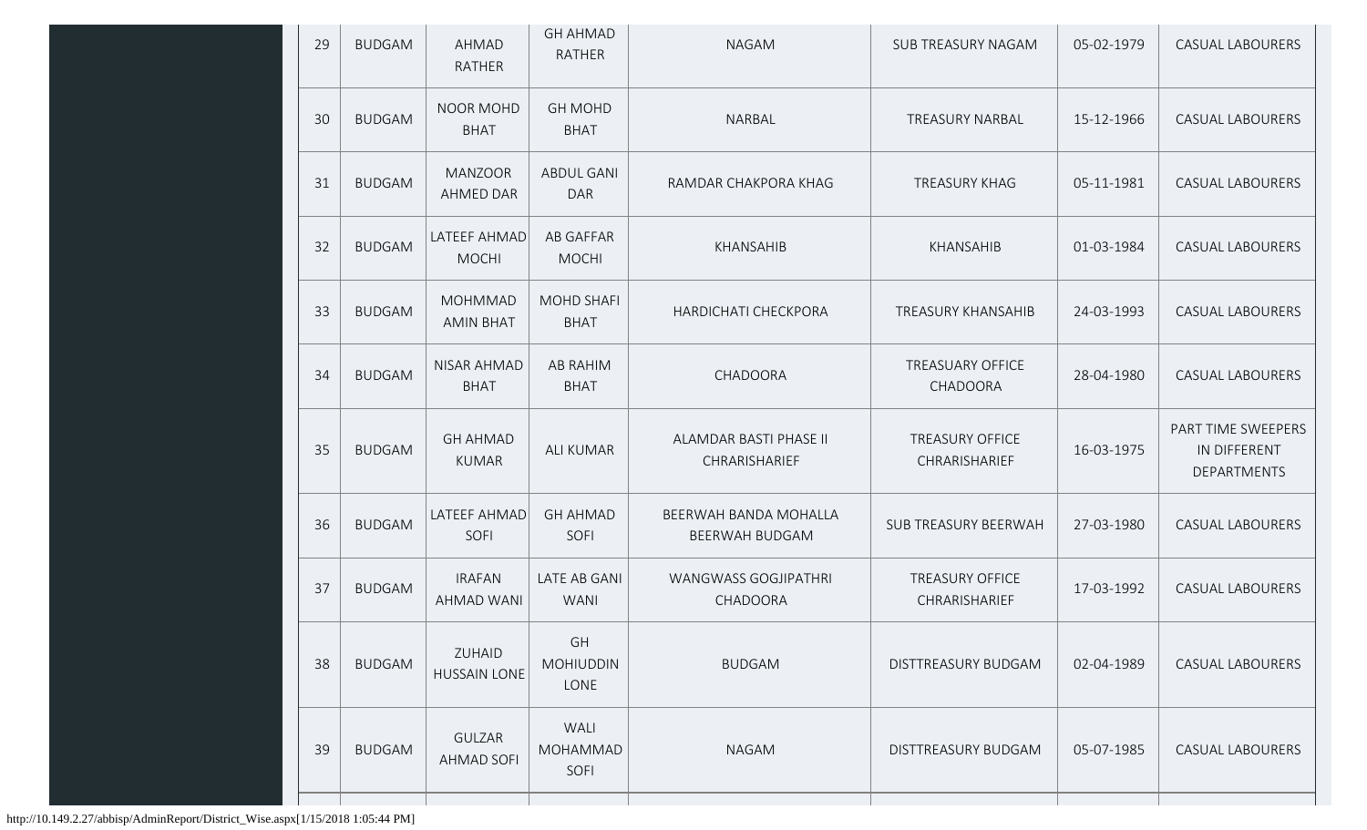| 29 | BUDGAM | AHMAD RATHER | GH AHMAD RATHER | NAGAM | SUB TREASURY NAGAM | 05-02-1979 | CASUAL LABOURERS |
|---|---|---|---|---|---|---|---|
| 30 | BUDGAM | NOOR MOHD BHAT | GH MOHD BHAT | NARBAL | TREASURY NARBAL | 15-12-1966 | CASUAL LABOURERS |
| 31 | BUDGAM | MANZOOR AHMED DAR | ABDUL GANI DAR | RAMDAR CHAKPORA KHAG | TREASURY KHAG | 05-11-1981 | CASUAL LABOURERS |
| 32 | BUDGAM | LATEEF AHMAD MOCHI | AB GAFFAR MOCHI | KHANSAHIB | KHANSAHIB | 01-03-1984 | CASUAL LABOURERS |
| 33 | BUDGAM | MOHMMAD AMIN BHAT | MOHD SHAFI BHAT | HARDICHATI CHECKPORA | TREASURY KHANSAHIB | 24-03-1993 | CASUAL LABOURERS |
| 34 | BUDGAM | NISAR AHMAD BHAT | AB RAHIM BHAT | CHADOORA | TREASUARY OFFICE CHADOORA | 28-04-1980 | CASUAL LABOURERS |
| 35 | BUDGAM | GH AHMAD KUMAR | ALI KUMAR | ALAMDAR BASTI PHASE II CHRARISHARIEF | TREASURY OFFICE CHRARISHARIEF | 16-03-1975 | PART TIME SWEEPERS IN DIFFERENT DEPARTMENTS |
| 36 | BUDGAM | LATEEF AHMAD SOFI | GH AHMAD SOFI | BEERWAH BANDA MOHALLA BEERWAH BUDGAM | SUB TREASURY BEERWAH | 27-03-1980 | CASUAL LABOURERS |
| 37 | BUDGAM | IRAFAN AHMAD WANI | LATE AB GANI WANI | WANGWASS GOGJIPATHRI CHADOORA | TREASURY OFFICE CHRARISHARIEF | 17-03-1992 | CASUAL LABOURERS |
| 38 | BUDGAM | ZUHAID HUSSAIN LONE | GH MOHIUDDIN LONE | BUDGAM | DISTTREASURY BUDGAM | 02-04-1989 | CASUAL LABOURERS |
| 39 | BUDGAM | GULZAR AHMAD SOFI | WALI MOHAMMAD SOFI | NAGAM | DISTTREASURY BUDGAM | 05-07-1985 | CASUAL LABOURERS |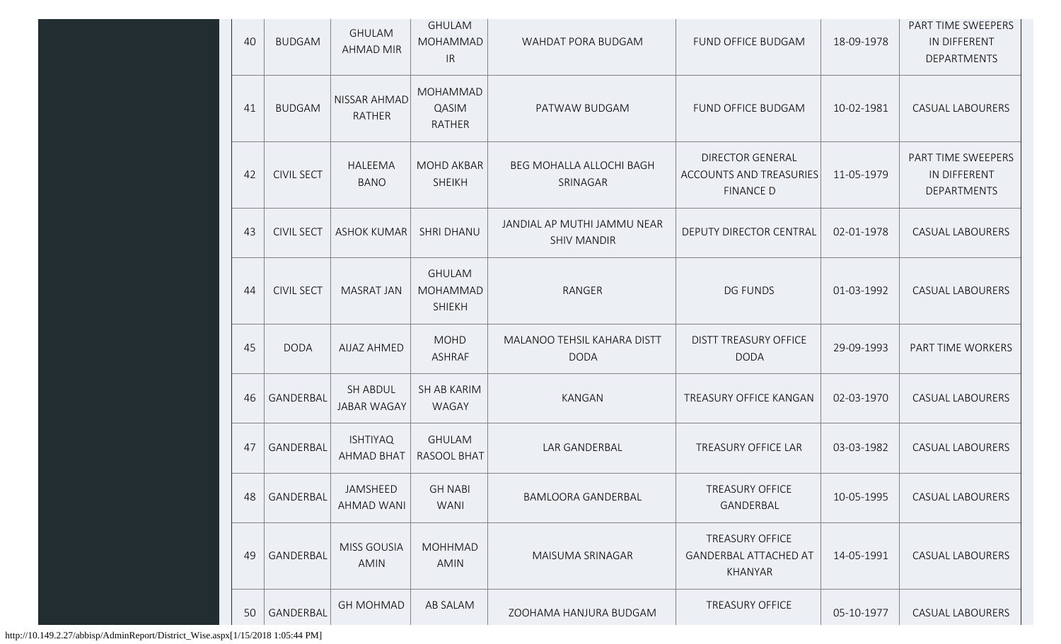| 40 | BUDGAM | GHULAM AHMAD MIR | GHULAM MOHAMMAD IR | WAHDAT PORA BUDGAM | FUND OFFICE BUDGAM | 18-09-1978 | PART TIME SWEEPERS IN DIFFERENT DEPARTMENTS |
|---|---|---|---|---|---|---|---|
| 41 | BUDGAM | NISSAR AHMAD RATHER | MOHAMMAD QASIM RATHER | PATWAW BUDGAM | FUND OFFICE BUDGAM | 10-02-1981 | CASUAL LABOURERS |
| 42 | CIVIL SECT | HALEEMA BANO | MOHD AKBAR SHEIKH | BEG MOHALLA ALLOCHI BAGH SRINAGAR | DIRECTOR GENERAL ACCOUNTS AND TREASURIES FINANCE D | 11-05-1979 | PART TIME SWEEPERS IN DIFFERENT DEPARTMENTS |
| 43 | CIVIL SECT | ASHOK KUMAR | SHRI DHANU | JANDIAL AP MUTHI JAMMU NEAR SHIV MANDIR | DEPUTY DIRECTOR CENTRAL | 02-01-1978 | CASUAL LABOURERS |
| 44 | CIVIL SECT | MASRAT JAN | GHULAM MOHAMMAD SHIEKH | RANGER | DG FUNDS | 01-03-1992 | CASUAL LABOURERS |
| 45 | DODA | AIJAZ AHMED | MOHD ASHRAF | MALANOO TEHSIL KAHARA DISTT DODA | DISTT TREASURY OFFICE DODA | 29-09-1993 | PART TIME WORKERS |
| 46 | GANDERBAL | SH ABDUL JABAR WAGAY | SH AB KARIM WAGAY | KANGAN | TREASURY OFFICE KANGAN | 02-03-1970 | CASUAL LABOURERS |
| 47 | GANDERBAL | ISHTIYAQ AHMAD BHAT | GHULAM RASOOL BHAT | LAR GANDERBAL | TREASURY OFFICE LAR | 03-03-1982 | CASUAL LABOURERS |
| 48 | GANDERBAL | JAMSHEED AHMAD WANI | GH NABI WANI | BAMLOORA GANDERBAL | TREASURY OFFICE GANDERBAL | 10-05-1995 | CASUAL LABOURERS |
| 49 | GANDERBAL | MISS GOUSIA AMIN | MOHHMAD AMIN | MAISUMA SRINAGAR | TREASURY OFFICE GANDERBAL ATTACHED AT KHANYAR | 14-05-1991 | CASUAL LABOURERS |
| 50 | GANDERBAL | GH MOHMAD | AB SALAM | ZOOHAMA HANJURA BUDGAM | TREASURY OFFICE | 05-10-1977 | CASUAL LABOURERS |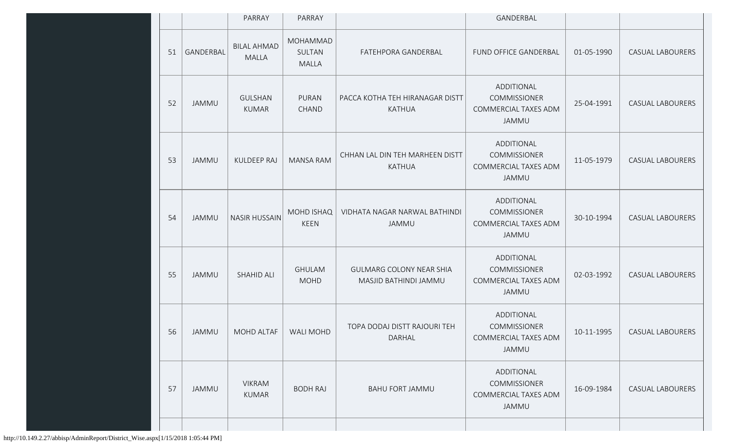|  |  | PARRAY | PARRAY |  | GANDERBAL |  |  |
|---|---|---|---|---|---|---|---|
| 51 | GANDERBAL | BILAL AHMAD MALLA | MOHAMMAD SULTAN MALLA | FATEHPORA GANDERBAL | FUND OFFICE GANDERBAL | 01-05-1990 | CASUAL LABOURERS |
| 52 | JAMMU | GULSHAN KUMAR | PURAN CHAND | PACCA KOTHA TEH HIRANAGAR DISTT KATHUA | ADDITIONAL COMMISSIONER COMMERCIAL TAXES ADM JAMMU | 25-04-1991 | CASUAL LABOURERS |
| 53 | JAMMU | KULDEEP RAJ | MANSA RAM | CHHAN LAL DIN TEH MARHEEN DISTT KATHUA | ADDITIONAL COMMISSIONER COMMERCIAL TAXES ADM JAMMU | 11-05-1979 | CASUAL LABOURERS |
| 54 | JAMMU | NASIR HUSSAIN | MOHD ISHAQ KEEN | VIDHATA NAGAR NARWAL BATHINDI JAMMU | ADDITIONAL COMMISSIONER COMMERCIAL TAXES ADM JAMMU | 30-10-1994 | CASUAL LABOURERS |
| 55 | JAMMU | SHAHID ALI | GHULAM MOHD | GULMARG COLONY NEAR SHIA MASJID BATHINDI JAMMU | ADDITIONAL COMMISSIONER COMMERCIAL TAXES ADM JAMMU | 02-03-1992 | CASUAL LABOURERS |
| 56 | JAMMU | MOHD ALTAF | WALI MOHD | TOPA DODAJ DISTT RAJOURI TEH DARHAL | ADDITIONAL COMMISSIONER COMMERCIAL TAXES ADM JAMMU | 10-11-1995 | CASUAL LABOURERS |
| 57 | JAMMU | VIKRAM KUMAR | BODH RAJ | BAHU FORT JAMMU | ADDITIONAL COMMISSIONER COMMERCIAL TAXES ADM JAMMU | 16-09-1984 | CASUAL LABOURERS |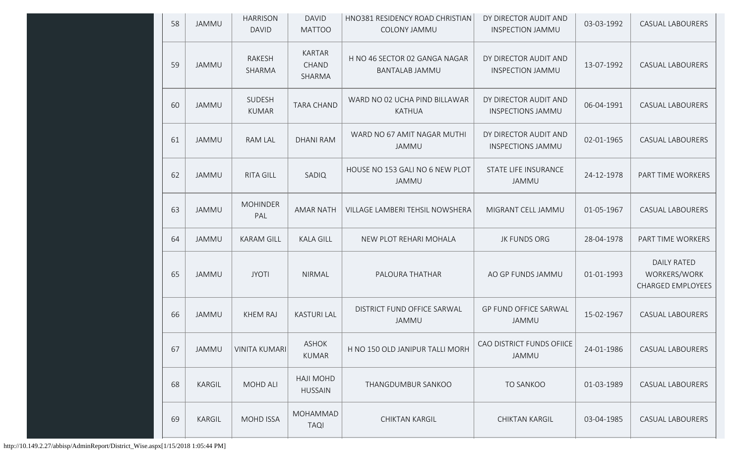| 58 | JAMMU | HARRISON DAVID | DAVID MATTOO | HNO381 RESIDENCY ROAD CHRISTIAN COLONY JAMMU | DY DIRECTOR AUDIT AND INSPECTION JAMMU | 03-03-1992 | CASUAL LABOURERS |
|---|---|---|---|---|---|---|---|
| 59 | JAMMU | RAKESH SHARMA | KARTAR CHAND SHARMA | H NO 46 SECTOR 02 GANGA NAGAR BANTALAB JAMMU | DY DIRECTOR AUDIT AND INSPECTION JAMMU | 13-07-1992 | CASUAL LABOURERS |
| 60 | JAMMU | SUDESH KUMAR | TARA CHAND | WARD NO 02 UCHA PIND BILLAWAR KATHUA | DY DIRECTOR AUDIT AND INSPECTIONS JAMMU | 06-04-1991 | CASUAL LABOURERS |
| 61 | JAMMU | RAM LAL | DHANI RAM | WARD NO 67 AMIT NAGAR MUTHI JAMMU | DY DIRECTOR AUDIT AND INSPECTIONS JAMMU | 02-01-1965 | CASUAL LABOURERS |
| 62 | JAMMU | RITA GILL | SADIQ | HOUSE NO 153 GALI NO 6 NEW PLOT JAMMU | STATE LIFE INSURANCE JAMMU | 24-12-1978 | PART TIME WORKERS |
| 63 | JAMMU | MOHINDER PAL | AMAR NATH | VILLAGE LAMBERI TEHSIL NOWSHERA | MIGRANT CELL JAMMU | 01-05-1967 | CASUAL LABOURERS |
| 64 | JAMMU | KARAM GILL | KALA GILL | NEW PLOT REHARI MOHALA | JK FUNDS ORG | 28-04-1978 | PART TIME WORKERS |
| 65 | JAMMU | JYOTI | NIRMAL | PALOURA THATHAR | AO GP FUNDS JAMMU | 01-01-1993 | DAILY RATED WORKERS/WORK CHARGED EMPLOYEES |
| 66 | JAMMU | KHEM RAJ | KASTURI LAL | DISTRICT FUND OFFICE SARWAL JAMMU | GP FUND OFFICE SARWAL JAMMU | 15-02-1967 | CASUAL LABOURERS |
| 67 | JAMMU | VINITA KUMARI | ASHOK KUMAR | H NO 150 OLD JANIPUR TALLI MORH | CAO DISTRICT FUNDS OFIICE JAMMU | 24-01-1986 | CASUAL LABOURERS |
| 68 | KARGIL | MOHD ALI | HAJI MOHD HUSSAIN | THANGDUMBUR SANKOO | TO SANKOO | 01-03-1989 | CASUAL LABOURERS |
| 69 | KARGIL | MOHD ISSA | MOHAMMAD TAQI | CHIKTAN KARGIL | CHIKTAN KARGIL | 03-04-1985 | CASUAL LABOURERS |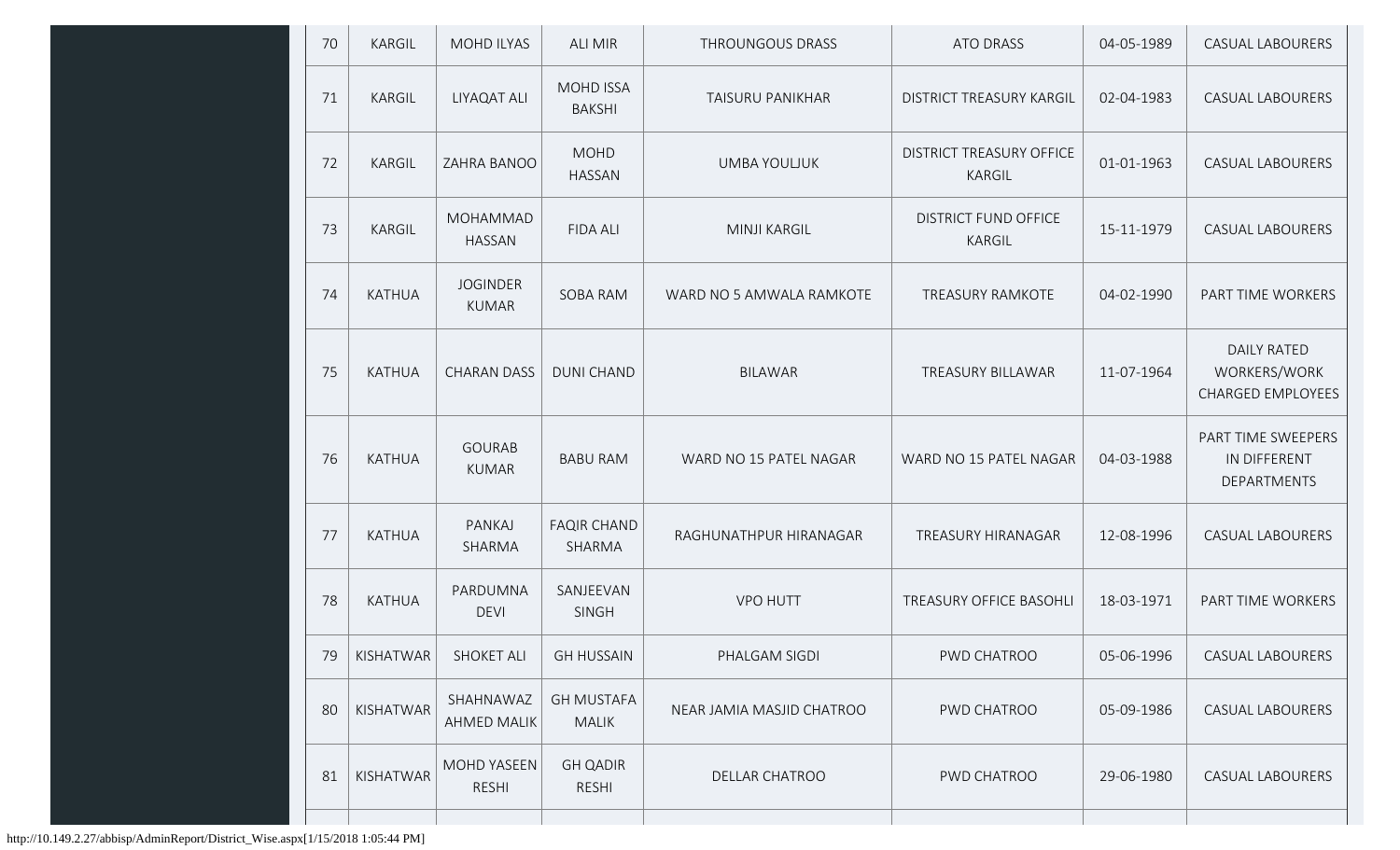| 70 | KARGIL | MOHD ILYAS | ALI MIR | THROUNGOUS DRASS | ATO DRASS | 04-05-1989 | CASUAL LABOURERS |
|---|---|---|---|---|---|---|---|
| 71 | KARGIL | LIYAQAT ALI | MOHD ISSA BAKSHI | TAISURU PANIKHAR | DISTRICT TREASURY KARGIL | 02-04-1983 | CASUAL LABOURERS |
| 72 | KARGIL | ZAHRA BANOO | MOHD HASSAN | UMBA YOULJUK | DISTRICT TREASURY OFFICE KARGIL | 01-01-1963 | CASUAL LABOURERS |
| 73 | KARGIL | MOHAMMAD HASSAN | FIDA ALI | MINJI KARGIL | DISTRICT FUND OFFICE KARGIL | 15-11-1979 | CASUAL LABOURERS |
| 74 | KATHUA | JOGINDER KUMAR | SOBA RAM | WARD NO 5 AMWALA RAMKOTE | TREASURY RAMKOTE | 04-02-1990 | PART TIME WORKERS |
| 75 | KATHUA | CHARAN DASS | DUNI CHAND | BILAWAR | TREASURY BILLAWAR | 11-07-1964 | DAILY RATED WORKERS/WORK CHARGED EMPLOYEES |
| 76 | KATHUA | GOURAB KUMAR | BABU RAM | WARD NO 15 PATEL NAGAR | WARD NO 15 PATEL NAGAR | 04-03-1988 | PART TIME SWEEPERS IN DIFFERENT DEPARTMENTS |
| 77 | KATHUA | PANKAJ SHARMA | FAQIR CHAND SHARMA | RAGHUNATHPUR HIRANAGAR | TREASURY HIRANAGAR | 12-08-1996 | CASUAL LABOURERS |
| 78 | KATHUA | PARDUMNA DEVI | SANJEEVAN SINGH | VPO HUTT | TREASURY OFFICE BASOHLI | 18-03-1971 | PART TIME WORKERS |
| 79 | KISHATWAR | SHOKET ALI | GH HUSSAIN | PHALGAM SIGDI | PWD CHATROO | 05-06-1996 | CASUAL LABOURERS |
| 80 | KISHATWAR | SHAHNAWAZ AHMED MALIK | GH MUSTAFA MALIK | NEAR JAMIA MASJID CHATROO | PWD CHATROO | 05-09-1986 | CASUAL LABOURERS |
| 81 | KISHATWAR | MOHD YASEEN RESHI | GH QADIR RESHI | DELLAR CHATROO | PWD CHATROO | 29-06-1980 | CASUAL LABOURERS |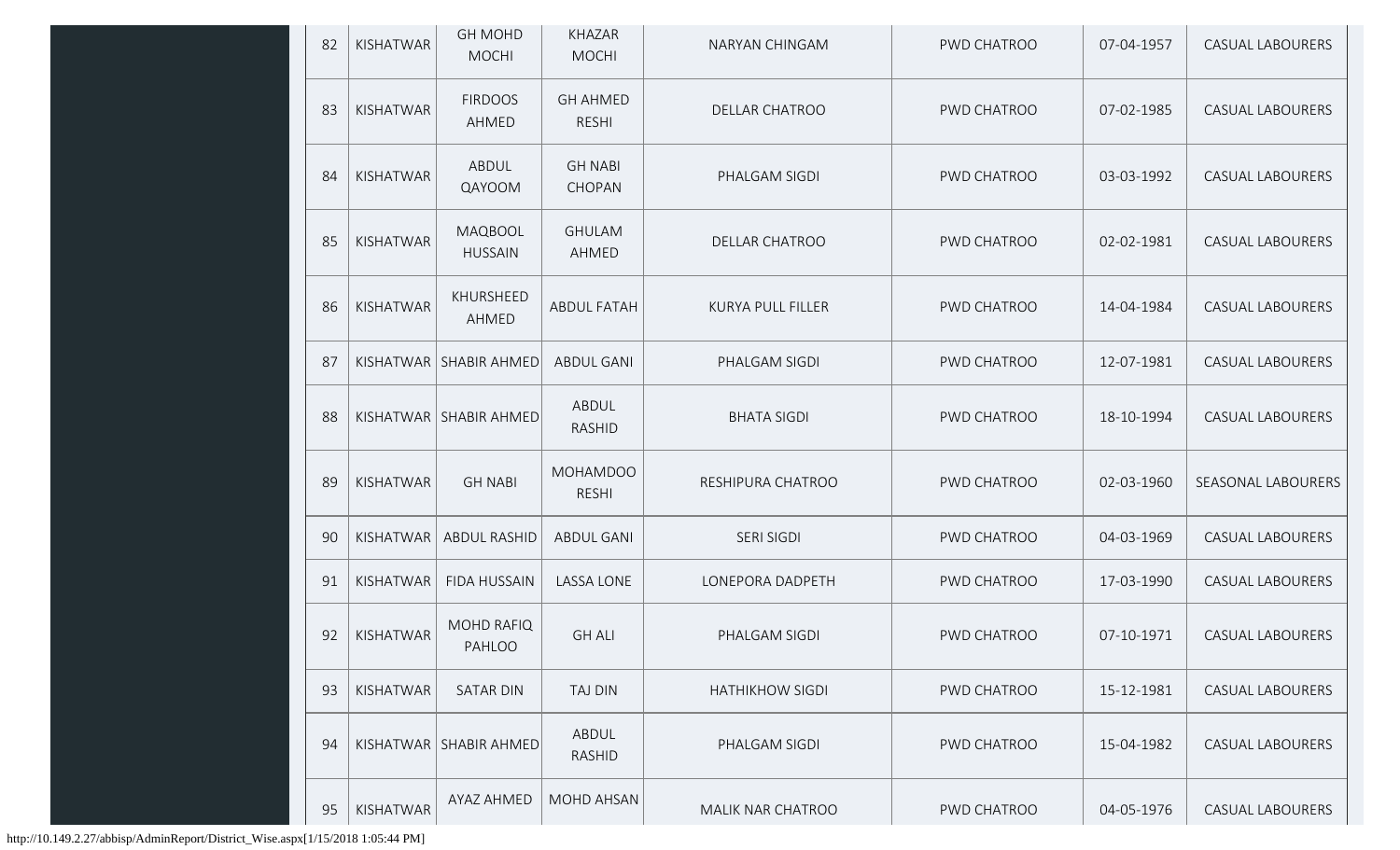| 82 | KISHATWAR | GH MOHD MOCHI | KHAZAR MOCHI | NARYAN CHINGAM | PWD CHATROO | 07-04-1957 | CASUAL LABOURERS |
|---|---|---|---|---|---|---|---|
| 83 | KISHATWAR | FIRDOOS AHMED | GH AHMED RESHI | DELLAR CHATROO | PWD CHATROO | 07-02-1985 | CASUAL LABOURERS |
| 84 | KISHATWAR | ABDUL QAYOOM | GH NABI CHOPAN | PHALGAM SIGDI | PWD CHATROO | 03-03-1992 | CASUAL LABOURERS |
| 85 | KISHATWAR | MAQBOOL HUSSAIN | GHULAM AHMED | DELLAR CHATROO | PWD CHATROO | 02-02-1981 | CASUAL LABOURERS |
| 86 | KISHATWAR | KHURSHEED AHMED | ABDUL FATAH | KURYA PULL FILLER | PWD CHATROO | 14-04-1984 | CASUAL LABOURERS |
| 87 | KISHATWAR | SHABIR AHMED | ABDUL GANI | PHALGAM SIGDI | PWD CHATROO | 12-07-1981 | CASUAL LABOURERS |
| 88 | KISHATWAR | SHABIR AHMED | ABDUL RASHID | BHATA SIGDI | PWD CHATROO | 18-10-1994 | CASUAL LABOURERS |
| 89 | KISHATWAR | GH NABI | MOHAMDOO RESHI | RESHIPURA CHATROO | PWD CHATROO | 02-03-1960 | SEASONAL LABOURERS |
| 90 | KISHATWAR | ABDUL RASHID | ABDUL GANI | SERI SIGDI | PWD CHATROO | 04-03-1969 | CASUAL LABOURERS |
| 91 | KISHATWAR | FIDA HUSSAIN | LASSA LONE | LONEPORA DADPETH | PWD CHATROO | 17-03-1990 | CASUAL LABOURERS |
| 92 | KISHATWAR | MOHD RAFIQ PAHLOO | GH ALI | PHALGAM SIGDI | PWD CHATROO | 07-10-1971 | CASUAL LABOURERS |
| 93 | KISHATWAR | SATAR DIN | TAJ DIN | HATHIKHOW SIGDI | PWD CHATROO | 15-12-1981 | CASUAL LABOURERS |
| 94 | KISHATWAR | SHABIR AHMED | ABDUL RASHID | PHALGAM SIGDI | PWD CHATROO | 15-04-1982 | CASUAL LABOURERS |
| 95 | KISHATWAR | AYAZ AHMED | MOHD AHSAN | MALIK NAR CHATROO | PWD CHATROO | 04-05-1976 | CASUAL LABOURERS |

http://10.149.2.27/abbisp/AdminReport/District_Wise.aspx[1/15/2018 1:05:44 PM]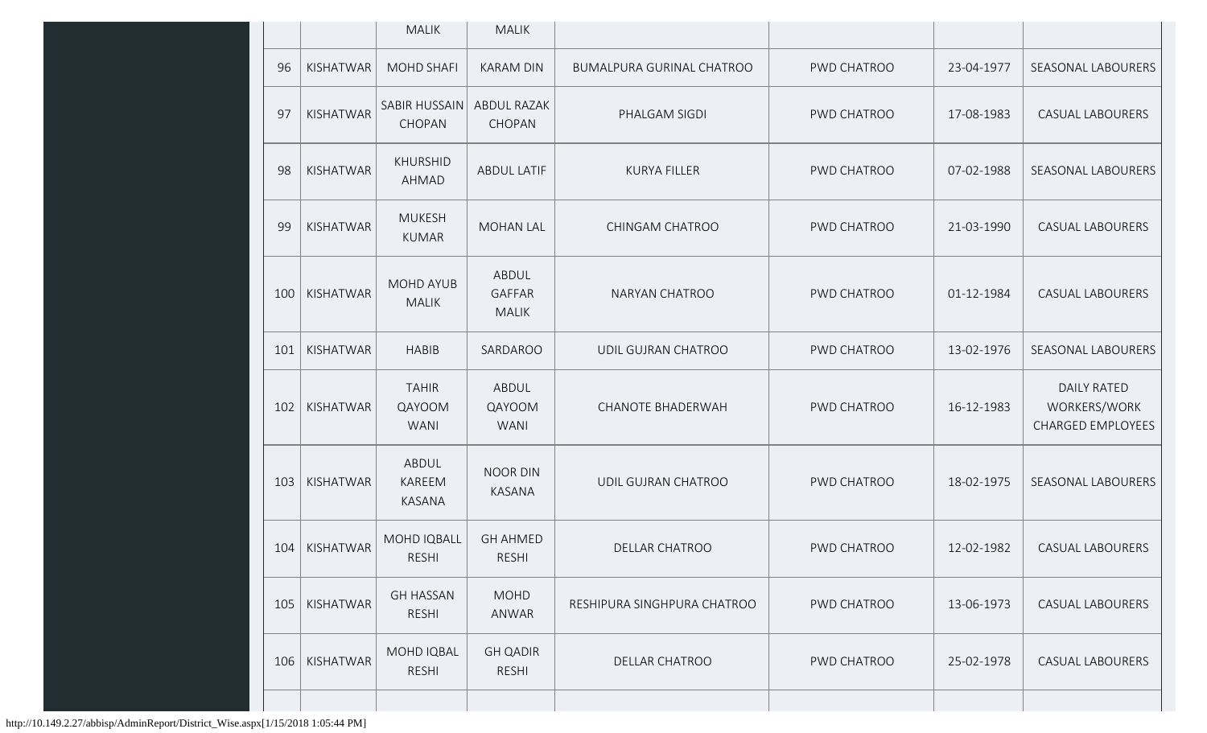| | | MALIK | MALIK | | | | |
|---|---|---|---|---|---|---|---|
| 96 | KISHATWAR | MOHD SHAFI | KARAM DIN | BUMALPURA GURINAL CHATROO | PWD CHATROO | 23-04-1977 | SEASONAL LABOURERS |
| 97 | KISHATWAR | SABIR HUSSAIN CHOPAN | ABDUL RAZAK CHOPAN | PHALGAM SIGDI | PWD CHATROO | 17-08-1983 | CASUAL LABOURERS |
| 98 | KISHATWAR | KHURSHID AHMAD | ABDUL LATIF | KURYA FILLER | PWD CHATROO | 07-02-1988 | SEASONAL LABOURERS |
| 99 | KISHATWAR | MUKESH KUMAR | MOHAN LAL | CHINGAM CHATROO | PWD CHATROO | 21-03-1990 | CASUAL LABOURERS |
| 100 | KISHATWAR | MOHD AYUB MALIK | ABDUL GAFFAR MALIK | NARYAN CHATROO | PWD CHATROO | 01-12-1984 | CASUAL LABOURERS |
| 101 | KISHATWAR | HABIB | SARDAROO | UDIL GUJRAN CHATROO | PWD CHATROO | 13-02-1976 | SEASONAL LABOURERS |
| 102 | KISHATWAR | TAHIR QAYOOM WANI | ABDUL QAYOOM WANI | CHANOTE BHADERWAH | PWD CHATROO | 16-12-1983 | DAILY RATED WORKERS/WORK CHARGED EMPLOYEES |
| 103 | KISHATWAR | ABDUL KAREEM KASANA | NOOR DIN KASANA | UDIL GUJRAN CHATROO | PWD CHATROO | 18-02-1975 | SEASONAL LABOURERS |
| 104 | KISHATWAR | MOHD IQBALL RESHI | GH AHMED RESHI | DELLAR CHATROO | PWD CHATROO | 12-02-1982 | CASUAL LABOURERS |
| 105 | KISHATWAR | GH HASSAN RESHI | MOHD ANWAR | RESHIPURA SINGHPURA CHATROO | PWD CHATROO | 13-06-1973 | CASUAL LABOURERS |
| 106 | KISHATWAR | MOHD IQBAL RESHI | GH QADIR RESHI | DELLAR CHATROO | PWD CHATROO | 25-02-1978 | CASUAL LABOURERS |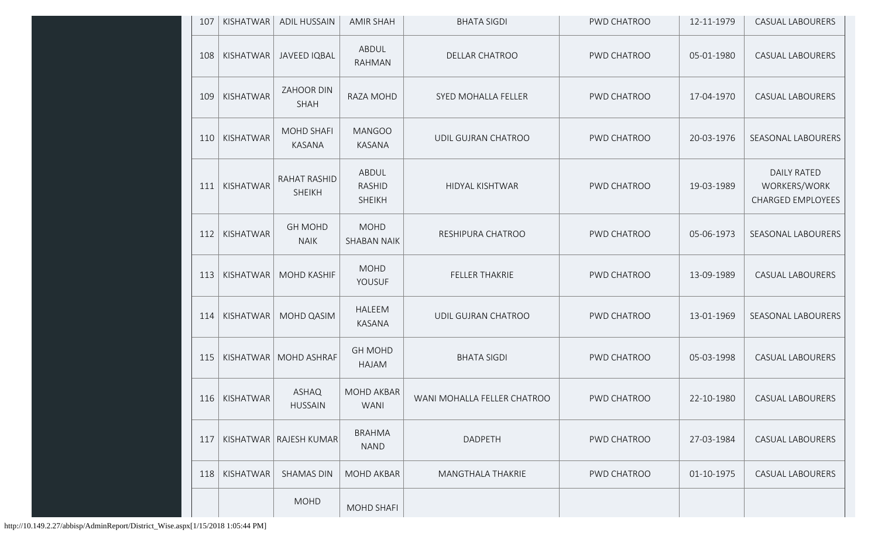| 107 | KISHATWAR | ADIL HUSSAIN | AMIR SHAH | BHATA SIGDI | PWD CHATROO | 12-11-1979 | CASUAL LABOURERS |
|---|---|---|---|---|---|---|---|
| 108 | KISHATWAR | JAVEED IQBAL | ABDUL RAHMAN | DELLAR CHATROO | PWD CHATROO | 05-01-1980 | CASUAL LABOURERS |
| 109 | KISHATWAR | ZAHOOR DIN SHAH | RAZA MOHD | SYED MOHALLA FELLER | PWD CHATROO | 17-04-1970 | CASUAL LABOURERS |
| 110 | KISHATWAR | MOHD SHAFI KASANA | MANGOO KASANA | UDIL GUJRAN CHATROO | PWD CHATROO | 20-03-1976 | SEASONAL LABOURERS |
| 111 | KISHATWAR | RAHAT RASHID SHEIKH | ABDUL RASHID SHEIKH | HIDYAL KISHTWAR | PWD CHATROO | 19-03-1989 | DAILY RATED WORKERS/WORK CHARGED EMPLOYEES |
| 112 | KISHATWAR | GH MOHD NAIK | MOHD SHABAN NAIK | RESHIPURA CHATROO | PWD CHATROO | 05-06-1973 | SEASONAL LABOURERS |
| 113 | KISHATWAR | MOHD KASHIF | MOHD YOUSUF | FELLER THAKRIE | PWD CHATROO | 13-09-1989 | CASUAL LABOURERS |
| 114 | KISHATWAR | MOHD QASIM | HALEEM KASANA | UDIL GUJRAN CHATROO | PWD CHATROO | 13-01-1969 | SEASONAL LABOURERS |
| 115 | KISHATWAR | MOHD ASHRAF | GH MOHD HAJAM | BHATA SIGDI | PWD CHATROO | 05-03-1998 | CASUAL LABOURERS |
| 116 | KISHATWAR | ASHAQ HUSSAIN | MOHD AKBAR WANI | WANI MOHALLA FELLER CHATROO | PWD CHATROO | 22-10-1980 | CASUAL LABOURERS |
| 117 | KISHATWAR | RAJESH KUMAR | BRAHMA NAND | DADPETH | PWD CHATROO | 27-03-1984 | CASUAL LABOURERS |
| 118 | KISHATWAR | SHAMAS DIN | MOHD AKBAR | MANGTHALA THAKRIE | PWD CHATROO | 01-10-1975 | CASUAL LABOURERS |
| | | MOHD | MOHD SHAFI | | | | |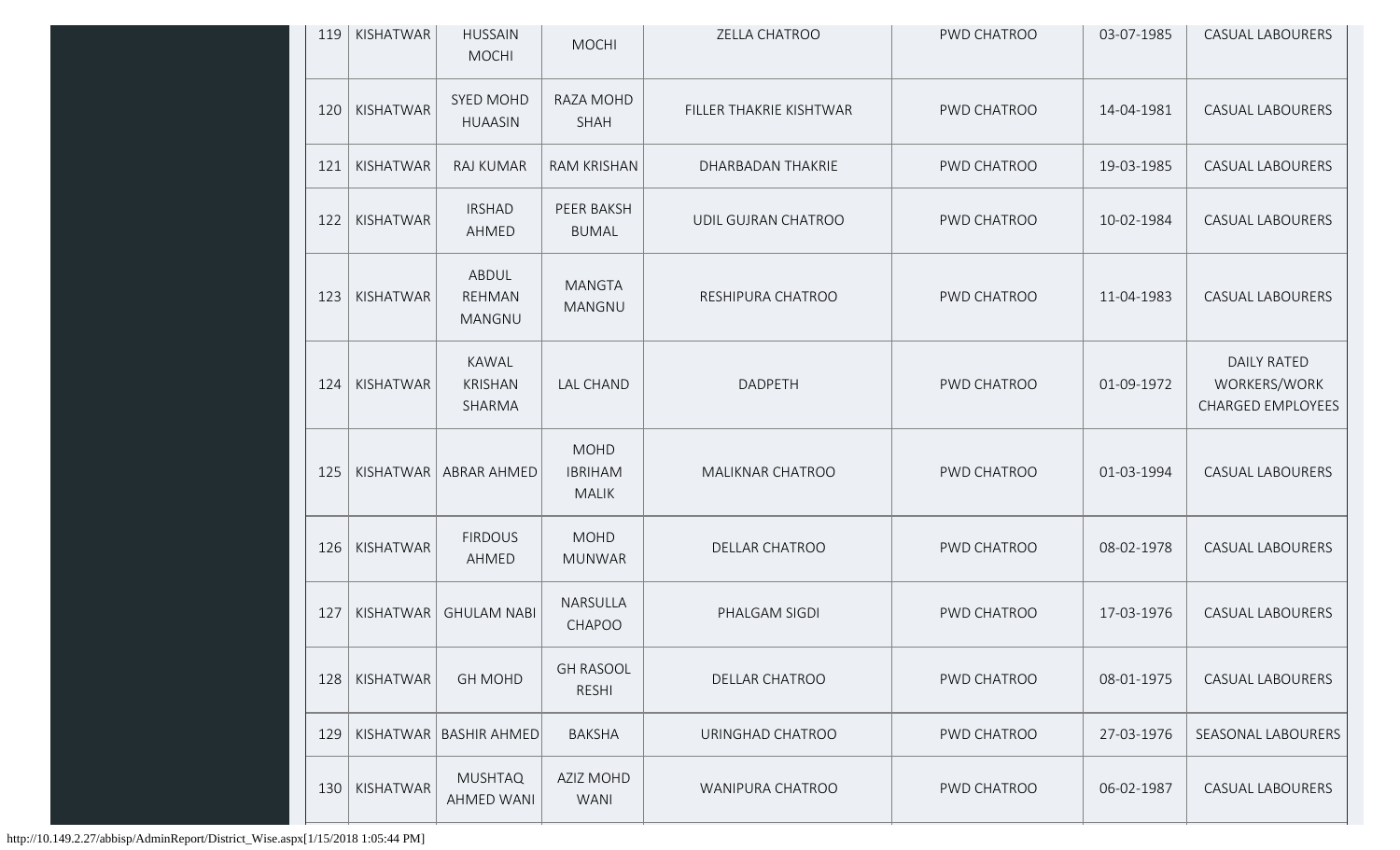| 119 | KISHATWAR | HUSSAIN MOCHI | MOCHI | ZELLA CHATROO | PWD CHATROO | 03-07-1985 | CASUAL LABOURERS |
|---|---|---|---|---|---|---|---|
| 120 | KISHATWAR | SYED MOHD HUAASIN | RAZA MOHD SHAH | FILLER THAKRIE KISHTWAR | PWD CHATROO | 14-04-1981 | CASUAL LABOURERS |
| 121 | KISHATWAR | RAJ KUMAR | RAM KRISHAN | DHARBADAN THAKRIE | PWD CHATROO | 19-03-1985 | CASUAL LABOURERS |
| 122 | KISHATWAR | IRSHAD AHMED | PEER BAKSH BUMAL | UDIL GUJRAN CHATROO | PWD CHATROO | 10-02-1984 | CASUAL LABOURERS |
| 123 | KISHATWAR | ABDUL REHMAN MANGNU | MANGTA MANGNU | RESHIPURA CHATROO | PWD CHATROO | 11-04-1983 | CASUAL LABOURERS |
| 124 | KISHATWAR | KAWAL KRISHAN SHARMA | LAL CHAND | DADPETH | PWD CHATROO | 01-09-1972 | DAILY RATED WORKERS/WORK CHARGED EMPLOYEES |
| 125 | KISHATWAR | ABRAR AHMED | MOHD IBRIHAM MALIK | MALIKNAR CHATROO | PWD CHATROO | 01-03-1994 | CASUAL LABOURERS |
| 126 | KISHATWAR | FIRDOUS AHMED | MOHD MUNWAR | DELLAR CHATROO | PWD CHATROO | 08-02-1978 | CASUAL LABOURERS |
| 127 | KISHATWAR | GHULAM NABI | NARSULLA CHAPOO | PHALGAM SIGDI | PWD CHATROO | 17-03-1976 | CASUAL LABOURERS |
| 128 | KISHATWAR | GH MOHD | GH RASOOL RESHI | DELLAR CHATROO | PWD CHATROO | 08-01-1975 | CASUAL LABOURERS |
| 129 | KISHATWAR | BASHIR AHMED | BAKSHA | URINGHAD CHATROO | PWD CHATROO | 27-03-1976 | SEASONAL LABOURERS |
| 130 | KISHATWAR | MUSHTAQ AHMED WANI | AZIZ MOHD WANI | WANIPURA CHATROO | PWD CHATROO | 06-02-1987 | CASUAL LABOURERS |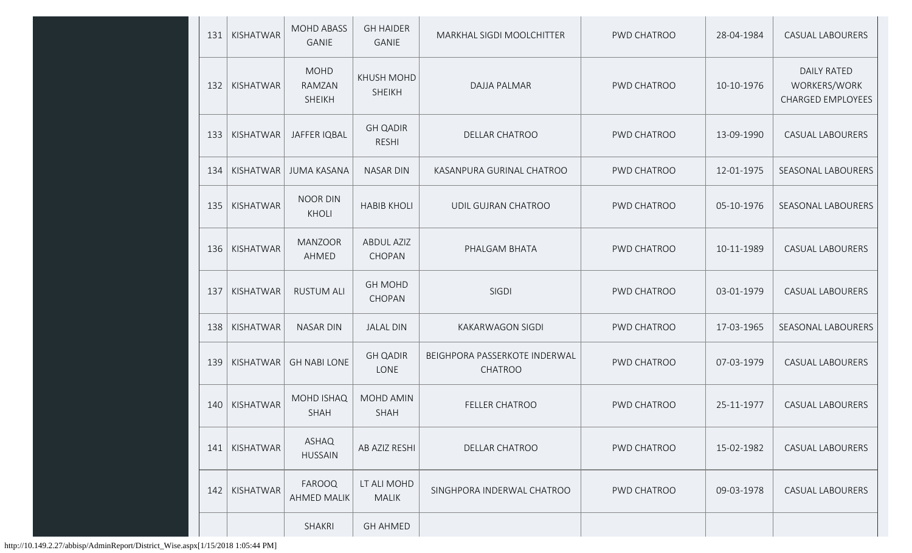| | | | | | | | |
|---|---|---|---|---|---|---|---|
| 131 | KISHATWAR | MOHD ABASS GANIE | GH HAIDER GANIE | MARKHAL SIGDI MOOLCHITTER | PWD CHATROO | 28-04-1984 | CASUAL LABOURERS |
| 132 | KISHATWAR | MOHD RAMZAN SHEIKH | KHUSH MOHD SHEIKH | DAJJA PALMAR | PWD CHATROO | 10-10-1976 | DAILY RATED WORKERS/WORK CHARGED EMPLOYEES |
| 133 | KISHATWAR | JAFFER IQBAL | GH QADIR RESHI | DELLAR CHATROO | PWD CHATROO | 13-09-1990 | CASUAL LABOURERS |
| 134 | KISHATWAR | JUMA KASANA | NASAR DIN | KASANPURA GURINAL CHATROO | PWD CHATROO | 12-01-1975 | SEASONAL LABOURERS |
| 135 | KISHATWAR | NOOR DIN KHOLI | HABIB KHOLI | UDIL GUJRAN CHATROO | PWD CHATROO | 05-10-1976 | SEASONAL LABOURERS |
| 136 | KISHATWAR | MANZOOR AHMED | ABDUL AZIZ CHOPAN | PHALGAM BHATA | PWD CHATROO | 10-11-1989 | CASUAL LABOURERS |
| 137 | KISHATWAR | RUSTUM ALI | GH MOHD CHOPAN | SIGDI | PWD CHATROO | 03-01-1979 | CASUAL LABOURERS |
| 138 | KISHATWAR | NASAR DIN | JALAL DIN | KAKARWAGON SIGDI | PWD CHATROO | 17-03-1965 | SEASONAL LABOURERS |
| 139 | KISHATWAR | GH NABI LONE | GH QADIR LONE | BEIGHPORA PASSERKOTE INDERWAL CHATROO | PWD CHATROO | 07-03-1979 | CASUAL LABOURERS |
| 140 | KISHATWAR | MOHD ISHAQ SHAH | MOHD AMIN SHAH | FELLER CHATROO | PWD CHATROO | 25-11-1977 | CASUAL LABOURERS |
| 141 | KISHATWAR | ASHAQ HUSSAIN | AB AZIZ RESHI | DELLAR CHATROO | PWD CHATROO | 15-02-1982 | CASUAL LABOURERS |
| 142 | KISHATWAR | FAROOQ AHMED MALIK | LT ALI MOHD MALIK | SINGHPORA INDERWAL CHATROO | PWD CHATROO | 09-03-1978 | CASUAL LABOURERS |
| | | SHAKRI | GH AHMED | | | | |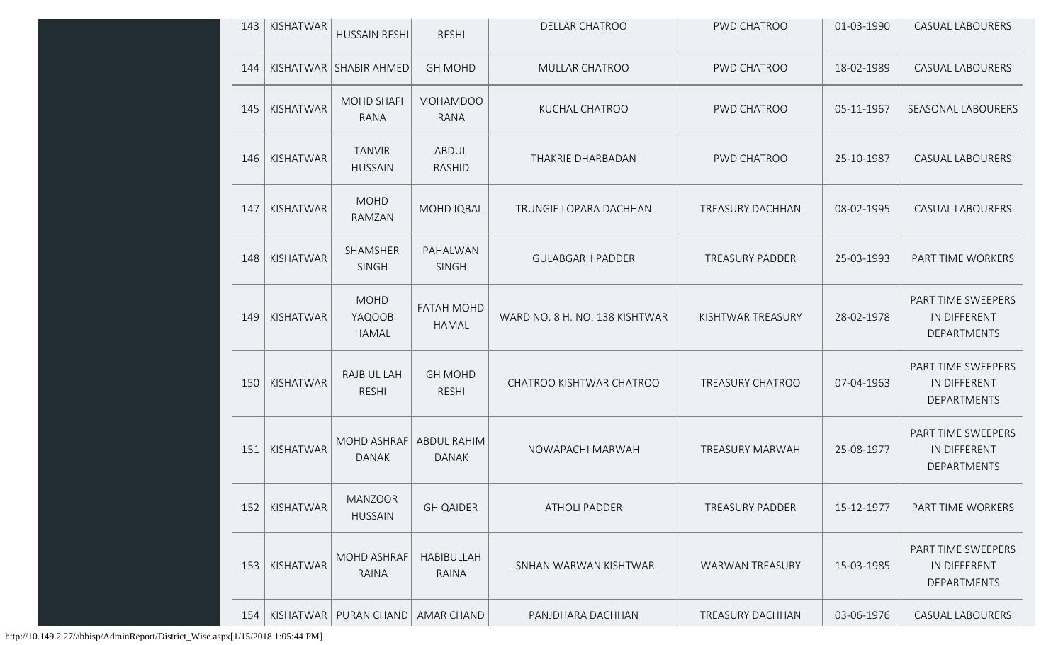| 143 | KISHATWAR | HUSSAIN RESHI | RESHI | DELLAR CHATROO | PWD CHATROO | 01-03-1990 | CASUAL LABOURERS |
|---|---|---|---|---|---|---|---|
| 144 | KISHATWAR | SHABIR AHMED | GH MOHD | MULLAR CHATROO | PWD CHATROO | 18-02-1989 | CASUAL LABOURERS |
| 145 | KISHATWAR | MOHD SHAFI RANA | MOHAMDOO RANA | KUCHAL CHATROO | PWD CHATROO | 05-11-1967 | SEASONAL LABOURERS |
| 146 | KISHATWAR | TANVIR HUSSAIN | ABDUL RASHID | THAKRIE DHARBADAN | PWD CHATROO | 25-10-1987 | CASUAL LABOURERS |
| 147 | KISHATWAR | MOHD RAMZAN | MOHD IQBAL | TRUNGIE LOPARA DACHHAN | TREASURY DACHHAN | 08-02-1995 | CASUAL LABOURERS |
| 148 | KISHATWAR | SHAMSHER SINGH | PAHALWAN SINGH | GULABGARH PADDER | TREASURY PADDER | 25-03-1993 | PART TIME WORKERS |
| 149 | KISHATWAR | MOHD YAQOOB HAMAL | FATAH MOHD HAMAL | WARD NO. 8 H. NO. 138 KISHTWAR | KISHTWAR TREASURY | 28-02-1978 | PART TIME SWEEPERS IN DIFFERENT DEPARTMENTS |
| 150 | KISHATWAR | RAJB UL LAH RESHI | GH MOHD RESHI | CHATROO KISHTWAR CHATROO | TREASURY CHATROO | 07-04-1963 | PART TIME SWEEPERS IN DIFFERENT DEPARTMENTS |
| 151 | KISHATWAR | MOHD ASHRAF DANAK | ABDUL RAHIM DANAK | NOWAPACHI MARWAH | TREASURY MARWAH | 25-08-1977 | PART TIME SWEEPERS IN DIFFERENT DEPARTMENTS |
| 152 | KISHATWAR | MANZOOR HUSSAIN | GH QAIDER | ATHOLI PADDER | TREASURY PADDER | 15-12-1977 | PART TIME WORKERS |
| 153 | KISHATWAR | MOHD ASHRAF RAINA | HABIBULLAH RAINA | ISNHAN WARWAN KISHTWAR | WARWAN TREASURY | 15-03-1985 | PART TIME SWEEPERS IN DIFFERENT DEPARTMENTS |
| 154 | KISHATWAR | PURAN CHAND | AMAR CHAND | PANJDHARA DACHHAN | TREASURY DACHHAN | 03-06-1976 | CASUAL LABOURERS |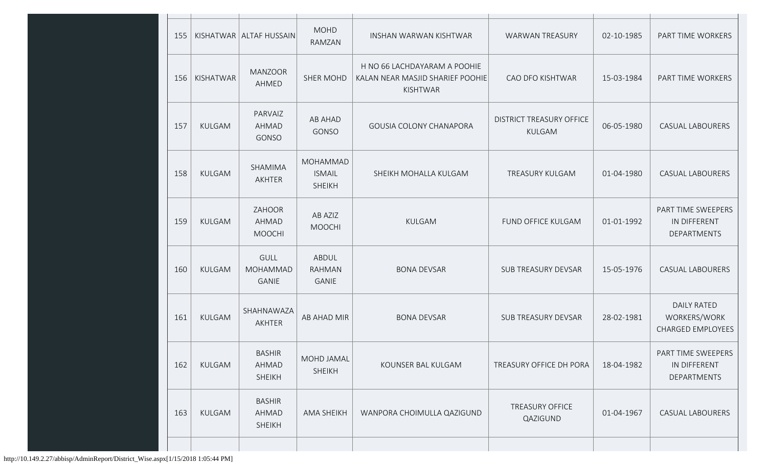| 155 | KISHATWAR | ALTAF HUSSAIN | MOHD RAMZAN | INSHAN WARWAN KISHTWAR | WARWAN TREASURY | 02-10-1985 | PART TIME WORKERS |
|---|---|---|---|---|---|---|---|
| 156 | KISHATWAR | MANZOOR AHMED | SHER MOHD | H NO 66 LACHDAYARAM A POOHIE KALAN NEAR MASJID SHARIEF POOHIE KISHTWAR | CAO DFO KISHTWAR | 15-03-1984 | PART TIME WORKERS |
| 157 | KULGAM | PARVAIZ AHMAD GONSO | AB AHAD GONSO | GOUSIA COLONY CHANAPORA | DISTRICT TREASURY OFFICE KULGAM | 06-05-1980 | CASUAL LABOURERS |
| 158 | KULGAM | SHAMIMA AKHTER | MOHAMMAD ISMAIL SHEIKH | SHEIKH MOHALLA KULGAM | TREASURY KULGAM | 01-04-1980 | CASUAL LABOURERS |
| 159 | KULGAM | ZAHOOR AHMAD MOOCHI | AB AZIZ MOOCHI | KULGAM | FUND OFFICE KULGAM | 01-01-1992 | PART TIME SWEEPERS IN DIFFERENT DEPARTMENTS |
| 160 | KULGAM | GULL MOHAMMAD GANIE | ABDUL RAHMAN GANIE | BONA DEVSAR | SUB TREASURY DEVSAR | 15-05-1976 | CASUAL LABOURERS |
| 161 | KULGAM | SHAHNAWAZA AKHTER | AB AHAD MIR | BONA DEVSAR | SUB TREASURY DEVSAR | 28-02-1981 | DAILY RATED WORKERS/WORK CHARGED EMPLOYEES |
| 162 | KULGAM | BASHIR AHMAD SHEIKH | MOHD JAMAL SHEIKH | KOUNSER BAL KULGAM | TREASURY OFFICE DH PORA | 18-04-1982 | PART TIME SWEEPERS IN DIFFERENT DEPARTMENTS |
| 163 | KULGAM | BASHIR AHMAD SHEIKH | AMA SHEIKH | WANPORA CHOIMULLA QAZIGUND | TREASURY OFFICE QAZIGUND | 01-04-1967 | CASUAL LABOURERS |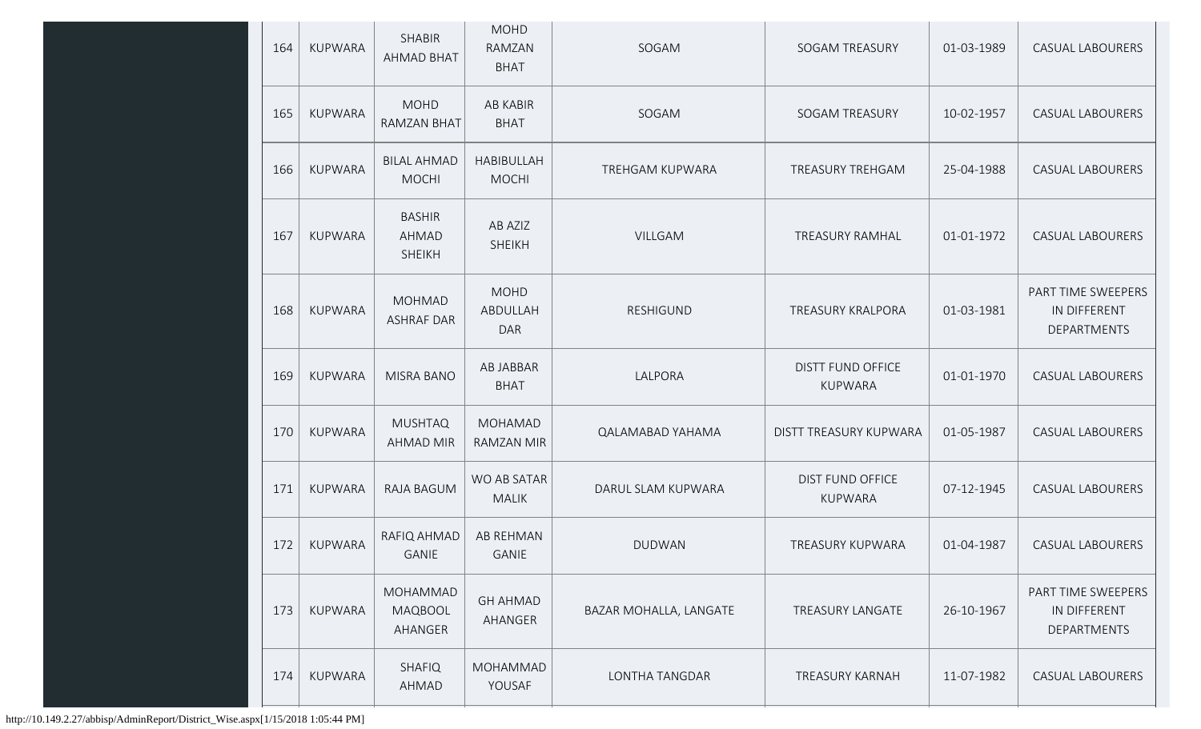| 164 | KUPWARA | SHABIR AHMAD BHAT | MOHD RAMZAN BHAT | SOGAM | SOGAM TREASURY | 01-03-1989 | CASUAL LABOURERS |
|---|---|---|---|---|---|---|---|
| 165 | KUPWARA | MOHD RAMZAN BHAT | AB KABIR BHAT | SOGAM | SOGAM TREASURY | 10-02-1957 | CASUAL LABOURERS |
| 166 | KUPWARA | BILAL AHMAD MOCHI | HABIBULLAH MOCHI | TREHGAM KUPWARA | TREASURY TREHGAM | 25-04-1988 | CASUAL LABOURERS |
| 167 | KUPWARA | BASHIR AHMAD SHEIKH | AB AZIZ SHEIKH | VILLGAM | TREASURY RAMHAL | 01-01-1972 | CASUAL LABOURERS |
| 168 | KUPWARA | MOHMAD ASHRAF DAR | MOHD ABDULLAH DAR | RESHIGUND | TREASURY KRALPORA | 01-03-1981 | PART TIME SWEEPERS IN DIFFERENT DEPARTMENTS |
| 169 | KUPWARA | MISRA BANO | AB JABBAR BHAT | LALPORA | DISTT FUND OFFICE KUPWARA | 01-01-1970 | CASUAL LABOURERS |
| 170 | KUPWARA | MUSHTAQ AHMAD MIR | MOHAMAD RAMZAN MIR | QALAMABAD YAHAMA | DISTT TREASURY KUPWARA | 01-05-1987 | CASUAL LABOURERS |
| 171 | KUPWARA | RAJA BAGUM | WO AB SATAR MALIK | DARUL SLAM KUPWARA | DIST FUND OFFICE KUPWARA | 07-12-1945 | CASUAL LABOURERS |
| 172 | KUPWARA | RAFIQ AHMAD GANIE | AB REHMAN GANIE | DUDWAN | TREASURY KUPWARA | 01-04-1987 | CASUAL LABOURERS |
| 173 | KUPWARA | MOHAMMAD MAQBOOL AHANGER | GH AHMAD AHANGER | BAZAR MOHALLA, LANGATE | TREASURY LANGATE | 26-10-1967 | PART TIME SWEEPERS IN DIFFERENT DEPARTMENTS |
| 174 | KUPWARA | SHAFIQ AHMAD | MOHAMMAD YOUSAF | LONTHA TANGDAR | TREASURY KARNAH | 11-07-1982 | CASUAL LABOURERS |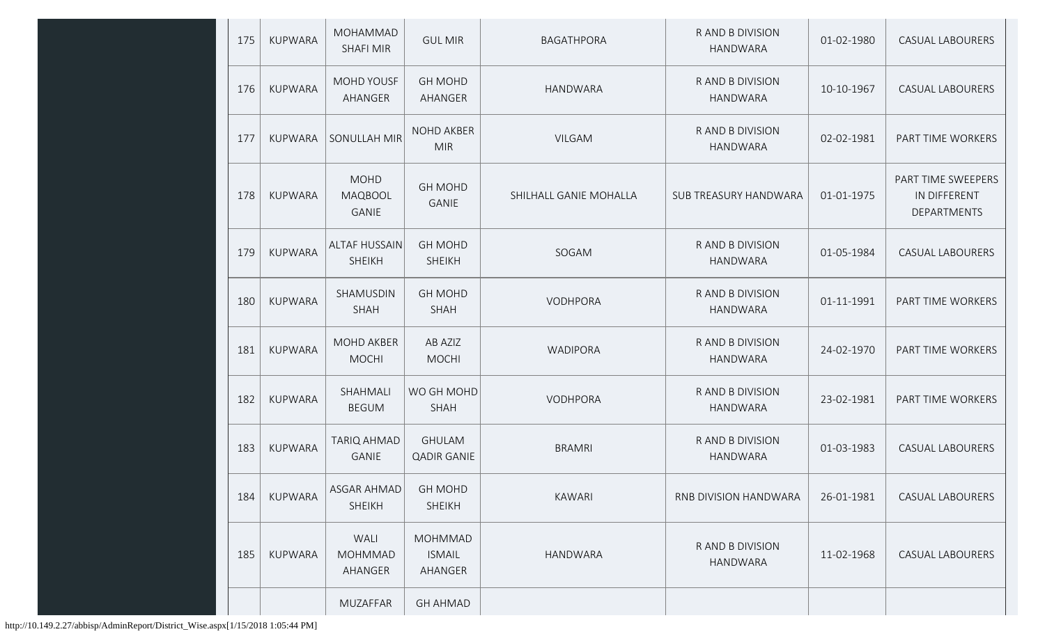| | | | | | | | |
|---|---|---|---|---|---|---|---|
| 175 | KUPWARA | MOHAMMAD SHAFI MIR | GUL MIR | BAGATHPORA | R AND B DIVISION HANDWARA | 01-02-1980 | CASUAL LABOURERS |
| 176 | KUPWARA | MOHD YOUSF AHANGER | GH MOHD AHANGER | HANDWARA | R AND B DIVISION HANDWARA | 10-10-1967 | CASUAL LABOURERS |
| 177 | KUPWARA | SONULLAH MIR | NOHD AKBER MIR | VILGAM | R AND B DIVISION HANDWARA | 02-02-1981 | PART TIME WORKERS |
| 178 | KUPWARA | MOHD MAQBOOL GANIE | GH MOHD GANIE | SHILHALL GANIE MOHALLA | SUB TREASURY HANDWARA | 01-01-1975 | PART TIME SWEEPERS IN DIFFERENT DEPARTMENTS |
| 179 | KUPWARA | ALTAF HUSSAIN SHEIKH | GH MOHD SHEIKH | SOGAM | R AND B DIVISION HANDWARA | 01-05-1984 | CASUAL LABOURERS |
| 180 | KUPWARA | SHAMUSDIN SHAH | GH MOHD SHAH | VODHPORA | R AND B DIVISION HANDWARA | 01-11-1991 | PART TIME WORKERS |
| 181 | KUPWARA | MOHD AKBER MOCHI | AB AZIZ MOCHI | WADIPORA | R AND B DIVISION HANDWARA | 24-02-1970 | PART TIME WORKERS |
| 182 | KUPWARA | SHAHMALI BEGUM | WO GH MOHD SHAH | VODHPORA | R AND B DIVISION HANDWARA | 23-02-1981 | PART TIME WORKERS |
| 183 | KUPWARA | TARIQ AHMAD GANIE | GHULAM QADIR GANIE | BRAMRI | R AND B DIVISION HANDWARA | 01-03-1983 | CASUAL LABOURERS |
| 184 | KUPWARA | ASGAR AHMAD SHEIKH | GH MOHD SHEIKH | KAWARI | RNB DIVISION HANDWARA | 26-01-1981 | CASUAL LABOURERS |
| 185 | KUPWARA | WALI MOHMMAD AHANGER | MOHMMAD ISMAIL AHANGER | HANDWARA | R AND B DIVISION HANDWARA | 11-02-1968 | CASUAL LABOURERS |
| | | MUZAFFAR | GH AHMAD | | | | |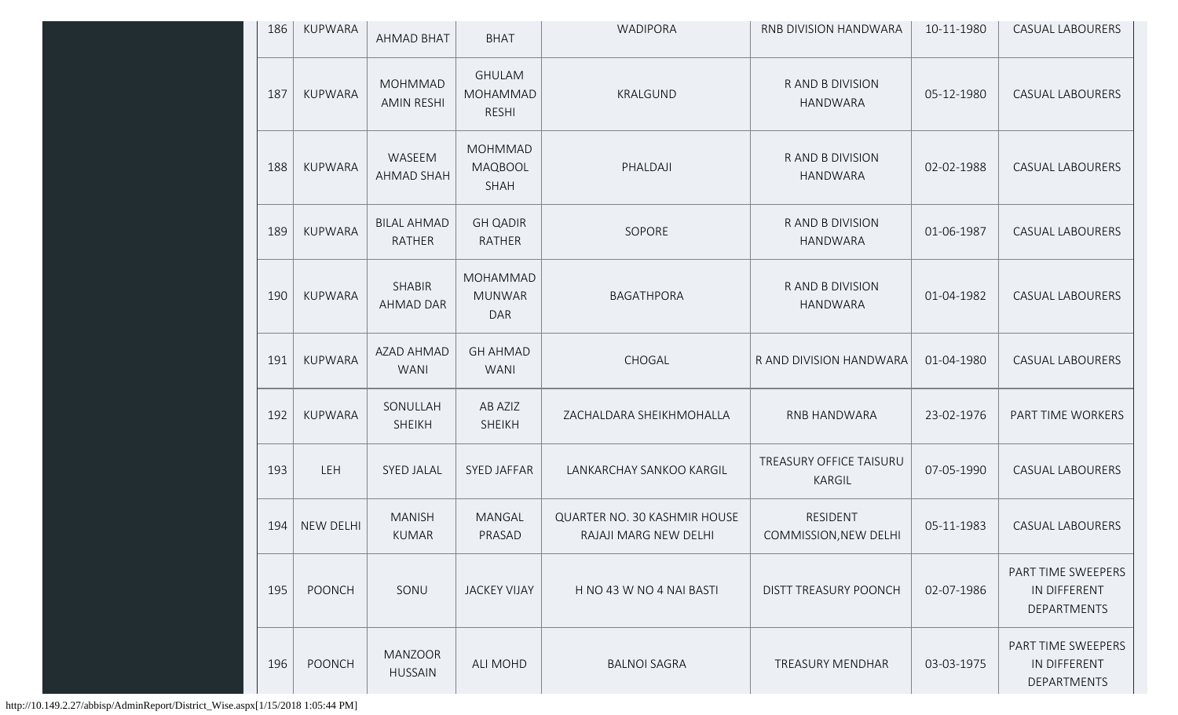| 186 | KUPWARA | AHMAD BHAT | BHAT | WADIPORA | RNB DIVISION HANDWARA | 10-11-1980 | CASUAL LABOURERS |
|---|---|---|---|---|---|---|---|
| 187 | KUPWARA | MOHMMAD AMIN RESHI | GHULAM MOHAMMAD RESHI | KRALGUND | R AND B DIVISION HANDWARA | 05-12-1980 | CASUAL LABOURERS |
| 188 | KUPWARA | WASEEM AHMAD SHAH | MOHMMAD MAQBOOL SHAH | PHALDAJI | R AND B DIVISION HANDWARA | 02-02-1988 | CASUAL LABOURERS |
| 189 | KUPWARA | BILAL AHMAD RATHER | GH QADIR RATHER | SOPORE | R AND B DIVISION HANDWARA | 01-06-1987 | CASUAL LABOURERS |
| 190 | KUPWARA | SHABIR AHMAD DAR | MOHAMMAD MUNWAR DAR | BAGATHPORA | R AND B DIVISION HANDWARA | 01-04-1982 | CASUAL LABOURERS |
| 191 | KUPWARA | AZAD AHMAD WANI | GH AHMAD WANI | CHOGAL | R AND DIVISION HANDWARA | 01-04-1980 | CASUAL LABOURERS |
| 192 | KUPWARA | SONULLAH SHEIKH | AB AZIZ SHEIKH | ZACHALDARA SHEIKHMOHALLA | RNB HANDWARA | 23-02-1976 | PART TIME WORKERS |
| 193 | LEH | SYED JALAL | SYED JAFFAR | LANKARCHAY SANKOO KARGIL | TREASURY OFFICE TAISURU KARGIL | 07-05-1990 | CASUAL LABOURERS |
| 194 | NEW DELHI | MANISH KUMAR | MANGAL PRASAD | QUARTER NO. 30 KASHMIR HOUSE RAJAJI MARG NEW DELHI | RESIDENT COMMISSION,NEW DELHI | 05-11-1983 | CASUAL LABOURERS |
| 195 | POONCH | SONU | JACKEY VIJAY | H NO 43 W NO 4 NAI BASTI | DISTT TREASURY POONCH | 02-07-1986 | PART TIME SWEEPERS IN DIFFERENT DEPARTMENTS |
| 196 | POONCH | MANZOOR HUSSAIN | ALI MOHD | BALNOI SAGRA | TREASURY MENDHAR | 03-03-1975 | PART TIME SWEEPERS IN DIFFERENT DEPARTMENTS |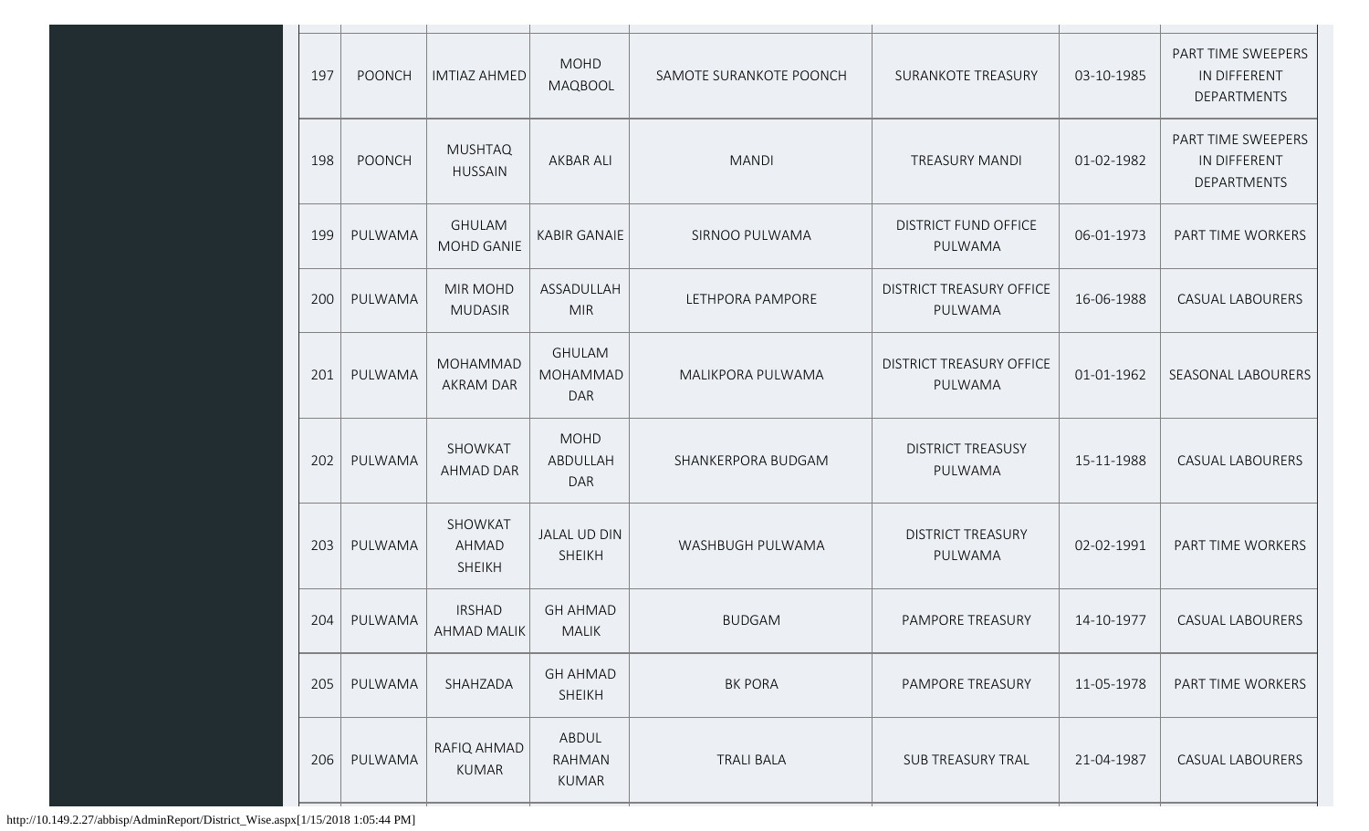| 197 | POONCH | IMTIAZ AHMED | MOHD MAQBOOL | SAMOTE SURANKOTE POONCH | SURANKOTE TREASURY | 03-10-1985 | PART TIME SWEEPERS IN DIFFERENT DEPARTMENTS |
|---|---|---|---|---|---|---|---|
| 198 | POONCH | MUSHTAQ HUSSAIN | AKBAR ALI | MANDI | TREASURY MANDI | 01-02-1982 | PART TIME SWEEPERS IN DIFFERENT DEPARTMENTS |
| 199 | PULWAMA | GHULAM MOHD GANIE | KABIR GANAIE | SIRNOO PULWAMA | DISTRICT FUND OFFICE PULWAMA | 06-01-1973 | PART TIME WORKERS |
| 200 | PULWAMA | MIR MOHD MUDASIR | ASSADULLAH MIR | LETHPORA PAMPORE | DISTRICT TREASURY OFFICE PULWAMA | 16-06-1988 | CASUAL LABOURERS |
| 201 | PULWAMA | MOHAMMAD AKRAM DAR | GHULAM MOHAMMAD DAR | MALIKPORA PULWAMA | DISTRICT TREASURY OFFICE PULWAMA | 01-01-1962 | SEASONAL LABOURERS |
| 202 | PULWAMA | SHOWKAT AHMAD DAR | MOHD ABDULLAH DAR | SHANKERPORA BUDGAM | DISTRICT TREASUSY PULWAMA | 15-11-1988 | CASUAL LABOURERS |
| 203 | PULWAMA | SHOWKAT AHMAD SHEIKH | JALAL UD DIN SHEIKH | WASHBUGH PULWAMA | DISTRICT TREASURY PULWAMA | 02-02-1991 | PART TIME WORKERS |
| 204 | PULWAMA | IRSHAD AHMAD MALIK | GH AHMAD MALIK | BUDGAM | PAMPORE TREASURY | 14-10-1977 | CASUAL LABOURERS |
| 205 | PULWAMA | SHAHZADA | GH AHMAD SHEIKH | BK PORA | PAMPORE TREASURY | 11-05-1978 | PART TIME WORKERS |
| 206 | PULWAMA | RAFIQ AHMAD KUMAR | ABDUL RAHMAN KUMAR | TRALI BALA | SUB TREASURY TRAL | 21-04-1987 | CASUAL LABOURERS |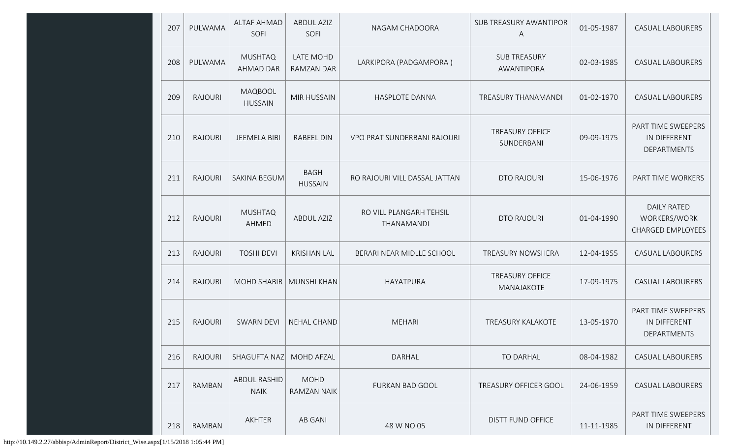| 207 | PULWAMA | ALTAF AHMAD SOFI | ABDUL AZIZ SOFI | NAGAM CHADOORA | SUB TREASURY AWANTIPORA | 01-05-1987 | CASUAL LABOURERS |
|---|---|---|---|---|---|---|---|
| 208 | PULWAMA | MUSHTAQ AHMAD DAR | LATE MOHD RAMZAN DAR | LARKIPORA (PADGAMPORA ) | SUB TREASURY AWANTIPORA | 02-03-1985 | CASUAL LABOURERS |
| 209 | RAJOURI | MAQBOOL HUSSAIN | MIR HUSSAIN | HASPLOTE DANNA | TREASURY THANAMANDI | 01-02-1970 | CASUAL LABOURERS |
| 210 | RAJOURI | JEEMELA BIBI | RABEEL DIN | VPO PRAT SUNDERBANI RAJOURI | TREASURY OFFICE SUNDERBANI | 09-09-1975 | PART TIME SWEEPERS IN DIFFERENT DEPARTMENTS |
| 211 | RAJOURI | SAKINA BEGUM | BAGH HUSSAIN | RO RAJOURI VILL DASSAL JATTAN | DTO RAJOURI | 15-06-1976 | PART TIME WORKERS |
| 212 | RAJOURI | MUSHTAQ AHMED | ABDUL AZIZ | RO VILL PLANGARH TEHSIL THANAMANDI | DTO RAJOURI | 01-04-1990 | DAILY RATED WORKERS/WORK CHARGED EMPLOYEES |
| 213 | RAJOURI | TOSHI DEVI | KRISHAN LAL | BERARI NEAR MIDLLE SCHOOL | TREASURY NOWSHERA | 12-04-1955 | CASUAL LABOURERS |
| 214 | RAJOURI | MOHD SHABIR | MUNSHI KHAN | HAYATPURA | TREASURY OFFICE MANAJAKOTE | 17-09-1975 | CASUAL LABOURERS |
| 215 | RAJOURI | SWARN DEVI | NEHAL CHAND | MEHARI | TREASURY KALAKOTE | 13-05-1970 | PART TIME SWEEPERS IN DIFFERENT DEPARTMENTS |
| 216 | RAJOURI | SHAGUFTA NAZ | MOHD AFZAL | DARHAL | TO DARHAL | 08-04-1982 | CASUAL LABOURERS |
| 217 | RAMBAN | ABDUL RASHID NAIK | MOHD RAMZAN NAIK | FURKAN BAD GOOL | TREASURY OFFICER GOOL | 24-06-1959 | CASUAL LABOURERS |
| 218 | RAMBAN | AKHTER | AB GANI | 48 W NO 05 | DISTT FUND OFFICE | 11-11-1985 | PART TIME SWEEPERS IN DIFFERENT |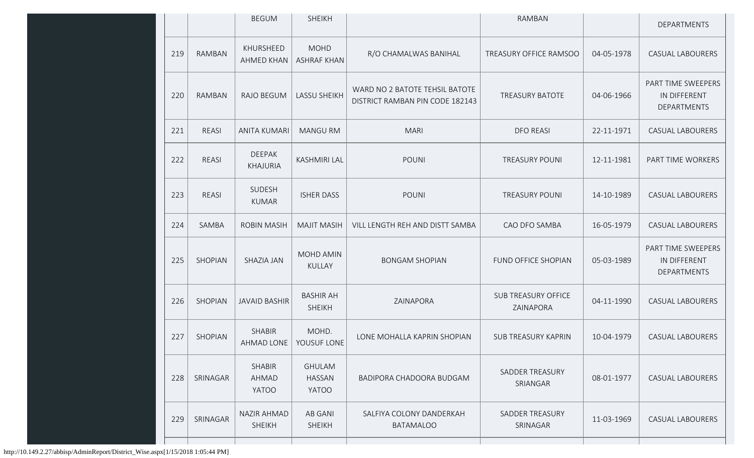| | | | | | | | |
|---|---|---|---|---|---|---|---|
| | | BEGUM | SHEIKH | | RAMBAN | | DEPARTMENTS |
| 219 | RAMBAN | KHURSHEED AHMED KHAN | MOHD ASHRAF KHAN | R/O CHAMALWAS BANIHAL | TREASURY OFFICE RAMSOO | 04-05-1978 | CASUAL LABOURERS |
| 220 | RAMBAN | RAJO BEGUM | LASSU SHEIKH | WARD NO 2 BATOTE TEHSIL BATOTE DISTRICT RAMBAN PIN CODE 182143 | TREASURY BATOTE | 04-06-1966 | PART TIME SWEEPERS IN DIFFERENT DEPARTMENTS |
| 221 | REASI | ANITA KUMARI | MANGU RM | MARI | DFO REASI | 22-11-1971 | CASUAL LABOURERS |
| 222 | REASI | DEEPAK KHAJURIA | KASHMIRI LAL | POUNI | TREASURY POUNI | 12-11-1981 | PART TIME WORKERS |
| 223 | REASI | SUDESH KUMAR | ISHER DASS | POUNI | TREASURY POUNI | 14-10-1989 | CASUAL LABOURERS |
| 224 | SAMBA | ROBIN MASIH | MAJIT MASIH | VILL LENGTH REH AND DISTT SAMBA | CAO DFO SAMBA | 16-05-1979 | CASUAL LABOURERS |
| 225 | SHOPIAN | SHAZIA JAN | MOHD AMIN KULLAY | BONGAM SHOPIAN | FUND OFFICE SHOPIAN | 05-03-1989 | PART TIME SWEEPERS IN DIFFERENT DEPARTMENTS |
| 226 | SHOPIAN | JAVAID BASHIR | BASHIR AH SHEIKH | ZAINAPORA | SUB TREASURY OFFICE ZAINAPORA | 04-11-1990 | CASUAL LABOURERS |
| 227 | SHOPIAN | SHABIR AHMAD LONE | MOHD. YOUSUF LONE | LONE MOHALLA KAPRIN SHOPIAN | SUB TREASURY KAPRIN | 10-04-1979 | CASUAL LABOURERS |
| 228 | SRINAGAR | SHABIR AHMAD YATOO | GHULAM HASSAN YATOO | BADIPORA CHADOORA BUDGAM | SADDER TREASURY SRIANGAR | 08-01-1977 | CASUAL LABOURERS |
| 229 | SRINAGAR | NAZIR AHMAD SHEIKH | AB GANI SHEIKH | SALFIYA COLONY DANDERKAH BATAMALOO | SADDER TREASURY SRINAGAR | 11-03-1969 | CASUAL LABOURERS |

http://10.149.2.27/abbisp/AdminReport/District_Wise.aspx[1/15/2018 1:05:44 PM]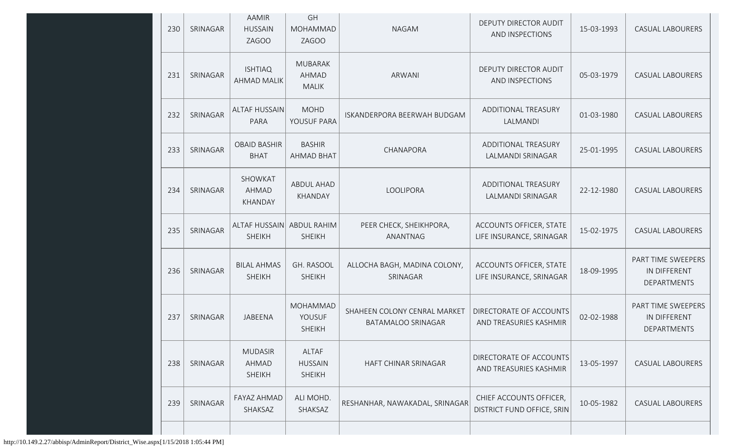| | | | | | | | |
|---|---|---|---|---|---|---|---|
| 230 | SRINAGAR | AAMIR HUSSAIN ZAGOO | GH MOHAMMAD ZAGOO | NAGAM | DEPUTY DIRECTOR AUDIT AND INSPECTIONS | 15-03-1993 | CASUAL LABOURERS |
| 231 | SRINAGAR | ISHTIAQ AHMAD MALIK | MUBARAK AHMAD MALIK | ARWANI | DEPUTY DIRECTOR AUDIT AND INSPECTIONS | 05-03-1979 | CASUAL LABOURERS |
| 232 | SRINAGAR | ALTAF HUSSAIN PARA | MOHD YOUSUF PARA | ISKANDERPORA BEERWAH BUDGAM | ADDITIONAL TREASURY LALMANDI | 01-03-1980 | CASUAL LABOURERS |
| 233 | SRINAGAR | OBAID BASHIR BHAT | BASHIR AHMAD BHAT | CHANAPORA | ADDITIONAL TREASURY LALMANDI SRINAGAR | 25-01-1995 | CASUAL LABOURERS |
| 234 | SRINAGAR | SHOWKAT AHMAD KHANDAY | ABDUL AHAD KHANDAY | LOOLIPORA | ADDITIONAL TREASURY LALMANDI SRINAGAR | 22-12-1980 | CASUAL LABOURERS |
| 235 | SRINAGAR | ALTAF HUSSAIN SHEIKH | ABDUL RAHIM SHEIKH | PEER CHECK, SHEIKHPORA, ANANTNAG | ACCOUNTS OFFICER, STATE LIFE INSURANCE, SRINAGAR | 15-02-1975 | CASUAL LABOURERS |
| 236 | SRINAGAR | BILAL AHMAS SHEIKH | GH. RASOOL SHEIKH | ALLOCHA BAGH, MADINA COLONY, SRINAGAR | ACCOUNTS OFFICER, STATE LIFE INSURANCE, SRINAGAR | 18-09-1995 | PART TIME SWEEPERS IN DIFFERENT DEPARTMENTS |
| 237 | SRINAGAR | JABEENA | MOHAMMAD YOUSUF SHEIKH | SHAHEEN COLONY CENRAL MARKET BATAMALOO SRINAGAR | DIRECTORATE OF ACCOUNTS AND TREASURIES KASHMIR | 02-02-1988 | PART TIME SWEEPERS IN DIFFERENT DEPARTMENTS |
| 238 | SRINAGAR | MUDASIR AHMAD SHEIKH | ALTAF HUSSAIN SHEIKH | HAFT CHINAR SRINAGAR | DIRECTORATE OF ACCOUNTS AND TREASURIES KASHMIR | 13-05-1997 | CASUAL LABOURERS |
| 239 | SRINAGAR | FAYAZ AHMAD SHAKSAZ | ALI MOHD. SHAKSAZ | RESHANHAR, NAWAKADAL, SRINAGAR | CHIEF ACCOUNTS OFFICER, DISTRICT FUND OFFICE, SRIN | 10-05-1982 | CASUAL LABOURERS |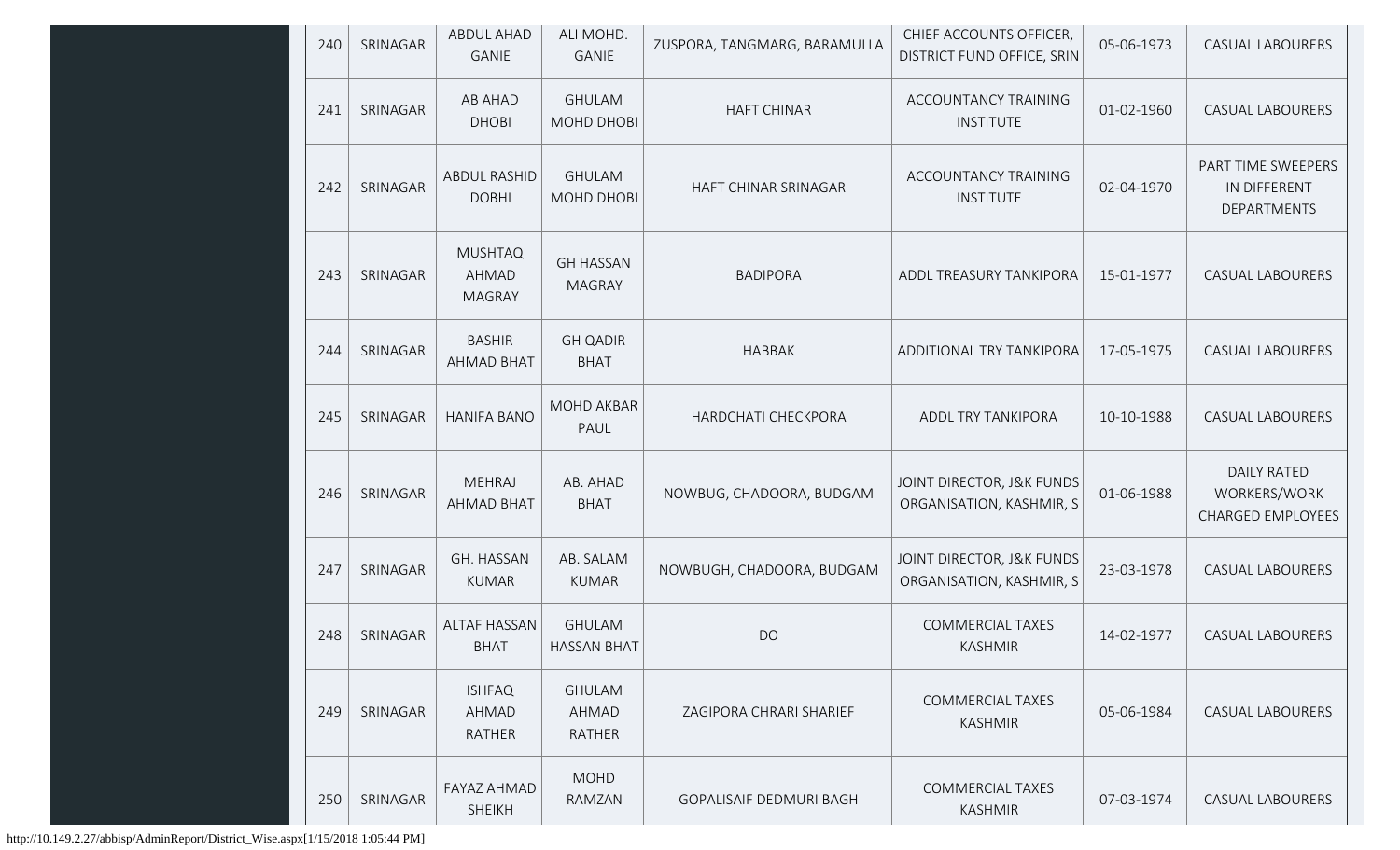| 240 | SRINAGAR | ABDUL AHAD GANIE | ALI MOHD. GANIE | ZUSPORA, TANGMARG, BARAMULLA | CHIEF ACCOUNTS OFFICER, DISTRICT FUND OFFICE, SRIN | 05-06-1973 | CASUAL LABOURERS |
|---|---|---|---|---|---|---|---|
| 241 | SRINAGAR | AB AHAD DHOBI | GHULAM MOHD DHOBI | HAFT CHINAR | ACCOUNTANCY TRAINING INSTITUTE | 01-02-1960 | CASUAL LABOURERS |
| 242 | SRINAGAR | ABDUL RASHID DOBHI | GHULAM MOHD DHOBI | HAFT CHINAR SRINAGAR | ACCOUNTANCY TRAINING INSTITUTE | 02-04-1970 | PART TIME SWEEPERS IN DIFFERENT DEPARTMENTS |
| 243 | SRINAGAR | MUSHTAQ AHMAD MAGRAY | GH HASSAN MAGRAY | BADIPORA | ADDL TREASURY TANKIPORA | 15-01-1977 | CASUAL LABOURERS |
| 244 | SRINAGAR | BASHIR AHMAD BHAT | GH QADIR BHAT | HABBAK | ADDITIONAL TRY TANKIPORA | 17-05-1975 | CASUAL LABOURERS |
| 245 | SRINAGAR | HANIFA BANO | MOHD AKBAR PAUL | HARDCHATI CHECKPORA | ADDL TRY TANKIPORA | 10-10-1988 | CASUAL LABOURERS |
| 246 | SRINAGAR | MEHRAJ AHMAD BHAT | AB. AHAD BHAT | NOWBUG, CHADOORA, BUDGAM | JOINT DIRECTOR, J&K FUNDS ORGANISATION, KASHMIR, S | 01-06-1988 | DAILY RATED WORKERS/WORK CHARGED EMPLOYEES |
| 247 | SRINAGAR | GH. HASSAN KUMAR | AB. SALAM KUMAR | NOWBUGH, CHADOORA, BUDGAM | JOINT DIRECTOR, J&K FUNDS ORGANISATION, KASHMIR, S | 23-03-1978 | CASUAL LABOURERS |
| 248 | SRINAGAR | ALTAF HASSAN BHAT | GHULAM HASSAN BHAT | DO | COMMERCIAL TAXES KASHMIR | 14-02-1977 | CASUAL LABOURERS |
| 249 | SRINAGAR | ISHFAQ AHMAD RATHER | GHULAM AHMAD RATHER | ZAGIPORA CHRARI SHARIEF | COMMERCIAL TAXES KASHMIR | 05-06-1984 | CASUAL LABOURERS |
| 250 | SRINAGAR | FAYAZ AHMAD SHEIKH | MOHD RAMZAN | GOPALISAIF DEDMURI BAGH | COMMERCIAL TAXES KASHMIR | 07-03-1974 | CASUAL LABOURERS |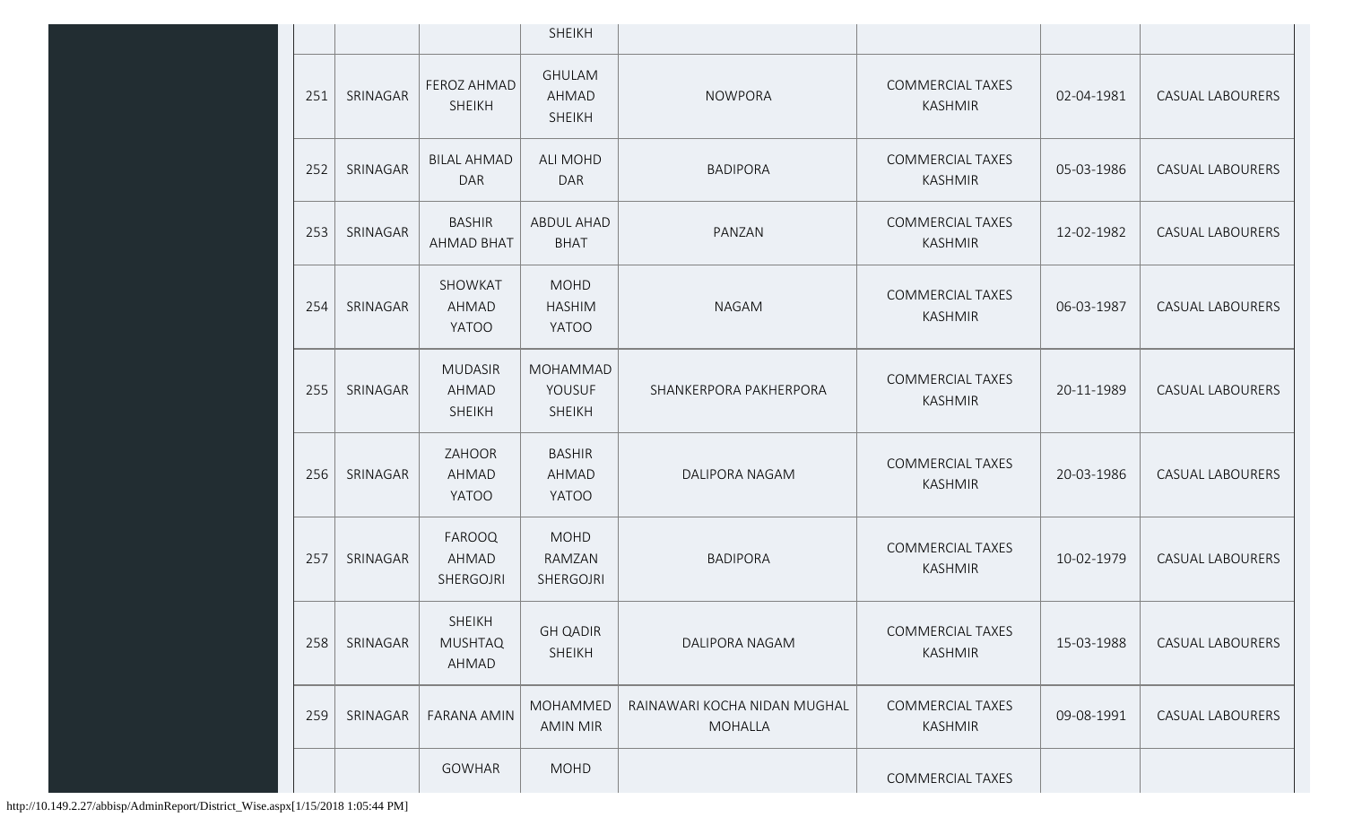| | | | SHEIKH | | | | |
|---|---|---|---|---|---|---|---|
| 251 | SRINAGAR | FEROZ AHMAD SHEIKH | GHULAM AHMAD SHEIKH | NOWPORA | COMMERCIAL TAXES KASHMIR | 02-04-1981 | CASUAL LABOURERS |
| 252 | SRINAGAR | BILAL AHMAD DAR | ALI MOHD DAR | BADIPORA | COMMERCIAL TAXES KASHMIR | 05-03-1986 | CASUAL LABOURERS |
| 253 | SRINAGAR | BASHIR AHMAD BHAT | ABDUL AHAD BHAT | PANZAN | COMMERCIAL TAXES KASHMIR | 12-02-1982 | CASUAL LABOURERS |
| 254 | SRINAGAR | SHOWKAT AHMAD YATOO | MOHD HASHIM YATOO | NAGAM | COMMERCIAL TAXES KASHMIR | 06-03-1987 | CASUAL LABOURERS |
| 255 | SRINAGAR | MUDASIR AHMAD SHEIKH | MOHAMMAD YOUSUF SHEIKH | SHANKERPORA PAKHERPORA | COMMERCIAL TAXES KASHMIR | 20-11-1989 | CASUAL LABOURERS |
| 256 | SRINAGAR | ZAHOOR AHMAD YATOO | BASHIR AHMAD YATOO | DALIPORA NAGAM | COMMERCIAL TAXES KASHMIR | 20-03-1986 | CASUAL LABOURERS |
| 257 | SRINAGAR | FAROOQ AHMAD SHERGOJRI | MOHD RAMZAN SHERGOJRI | BADIPORA | COMMERCIAL TAXES KASHMIR | 10-02-1979 | CASUAL LABOURERS |
| 258 | SRINAGAR | SHEIKH MUSHTAQ AHMAD | GH QADIR SHEIKH | DALIPORA NAGAM | COMMERCIAL TAXES KASHMIR | 15-03-1988 | CASUAL LABOURERS |
| 259 | SRINAGAR | FARANA AMIN | MOHAMMED AMIN MIR | RAINAWARI KOCHA NIDAN MUGHAL MOHALLA | COMMERCIAL TAXES KASHMIR | 09-08-1991 | CASUAL LABOURERS |
| | | GOWHAR | MOHD | | COMMERCIAL TAXES | | |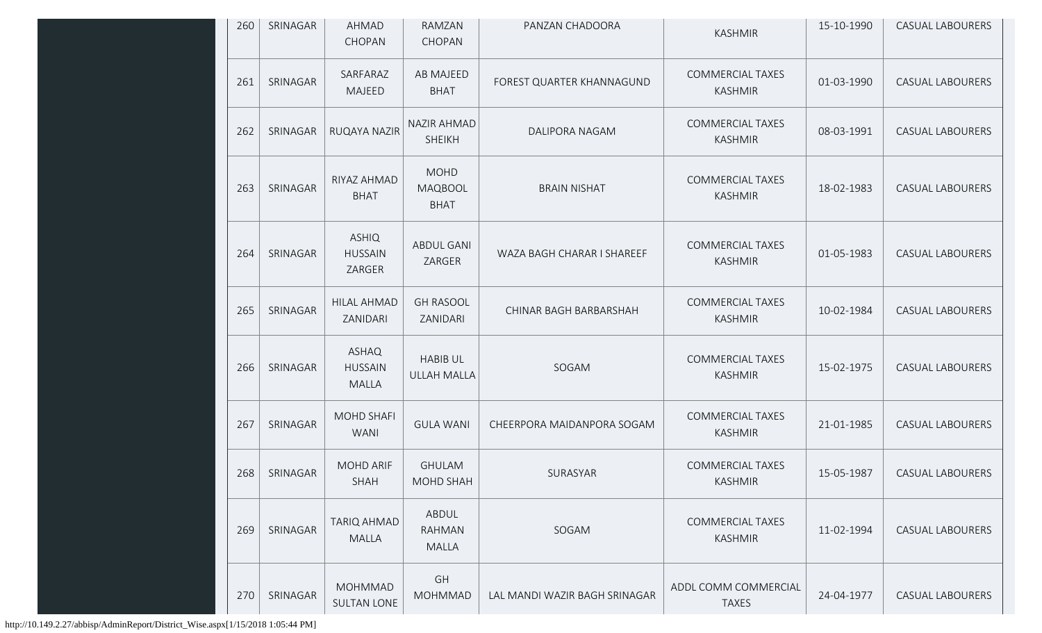| 260 | SRINAGAR | AHMAD CHOPAN | RAMZAN CHOPAN | PANZAN CHADOORA | KASHMIR | 15-10-1990 | CASUAL LABOURERS |
|---|---|---|---|---|---|---|---|
| 261 | SRINAGAR | SARFARAZ MAJEED | AB MAJEED BHAT | FOREST QUARTER KHANNAGUND | COMMERCIAL TAXES KASHMIR | 01-03-1990 | CASUAL LABOURERS |
| 262 | SRINAGAR | RUQAYA NAZIR | NAZIR AHMAD SHEIKH | DALIPORA NAGAM | COMMERCIAL TAXES KASHMIR | 08-03-1991 | CASUAL LABOURERS |
| 263 | SRINAGAR | RIYAZ AHMAD BHAT | MOHD MAQBOOL BHAT | BRAIN NISHAT | COMMERCIAL TAXES KASHMIR | 18-02-1983 | CASUAL LABOURERS |
| 264 | SRINAGAR | ASHIQ HUSSAIN ZARGER | ABDUL GANI ZARGER | WAZA BAGH CHARAR I SHAREEF | COMMERCIAL TAXES KASHMIR | 01-05-1983 | CASUAL LABOURERS |
| 265 | SRINAGAR | HILAL AHMAD ZANIDARI | GH RASOOL ZANIDARI | CHINAR BAGH BARBARSHAH | COMMERCIAL TAXES KASHMIR | 10-02-1984 | CASUAL LABOURERS |
| 266 | SRINAGAR | ASHAQ HUSSAIN MALLA | HABIB UL ULLAH MALLA | SOGAM | COMMERCIAL TAXES KASHMIR | 15-02-1975 | CASUAL LABOURERS |
| 267 | SRINAGAR | MOHD SHAFI WANI | GULA WANI | CHEERPORA MAIDANPORA SOGAM | COMMERCIAL TAXES KASHMIR | 21-01-1985 | CASUAL LABOURERS |
| 268 | SRINAGAR | MOHD ARIF SHAH | GHULAM MOHD SHAH | SURASYAR | COMMERCIAL TAXES KASHMIR | 15-05-1987 | CASUAL LABOURERS |
| 269 | SRINAGAR | TARIQ AHMAD MALLA | ABDUL RAHMAN MALLA | SOGAM | COMMERCIAL TAXES KASHMIR | 11-02-1994 | CASUAL LABOURERS |
| 270 | SRINAGAR | MOHMMAD SULTAN LONE | GH MOHMMAD | LAL MANDI WAZIR BAGH SRINAGAR | ADDL COMM COMMERCIAL TAXES | 24-04-1977 | CASUAL LABOURERS |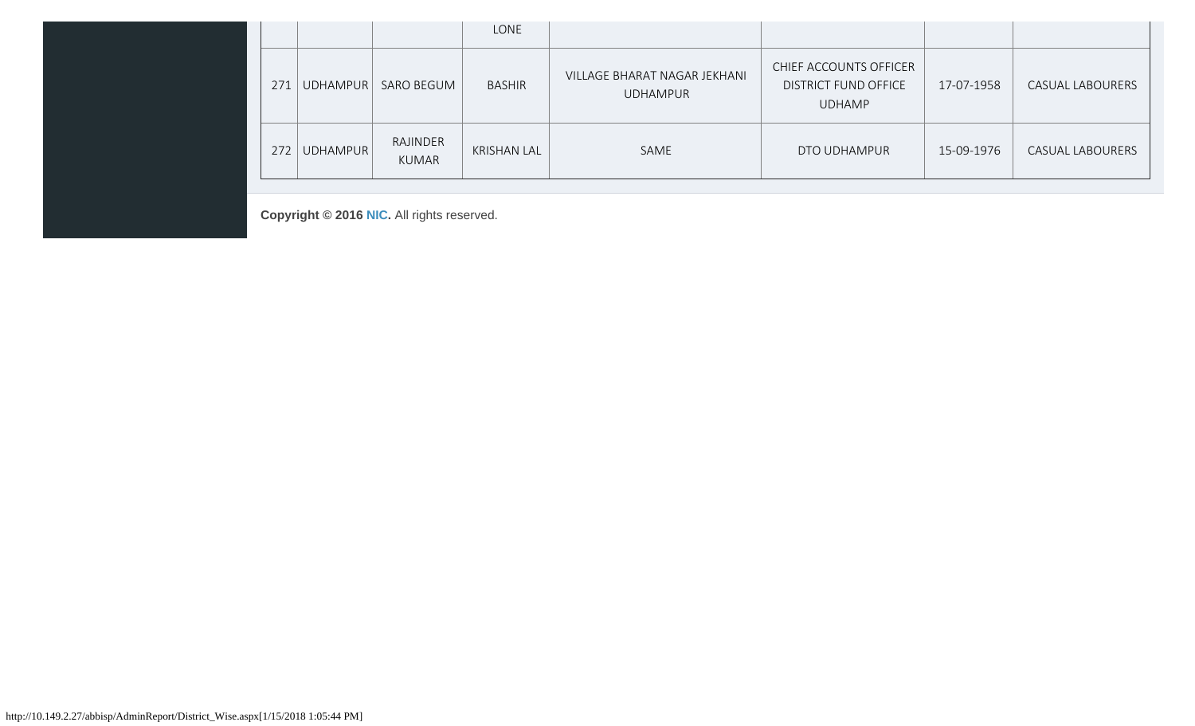| | | | | | | | |
|---|---|---|---|---|---|---|---|
| | | | LONE | | | | |
| 271 | UDHAMPUR | SARO BEGUM | BASHIR | VILLAGE BHARAT NAGAR JEKHANI UDHAMPUR | CHIEF ACCOUNTS OFFICER DISTRICT FUND OFFICE UDHAMP | 17-07-1958 | CASUAL LABOURERS |
| 272 | UDHAMPUR | RAJINDER KUMAR | KRISHAN LAL | SAME | DTO UDHAMPUR | 15-09-1976 | CASUAL LABOURERS |

**Copyright © 2016 NIC.** All rights reserved.